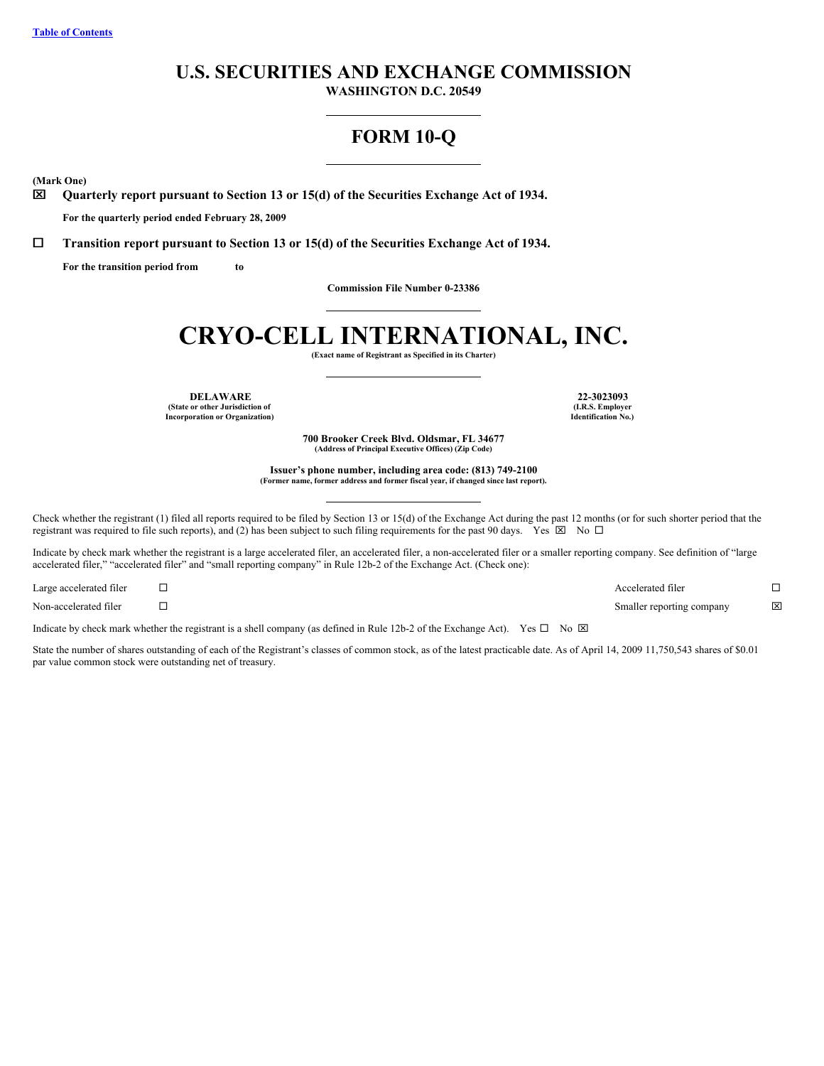[Table of Contents](#)

# U.S. SECURITIES AND EXCHANGE COMMISSION

**WASHINGTON D.C. 20549**

## FORM 10-Q

**(Mark One)**

☒ **Quarterly report pursuant to Section 13 or 15(d) of the Securities Exchange Act of 1934.**

**For the quarterly period ended February 28, 2009**

☐ **Transition report pursuant to Section 13 or 15(d) of the Securities Exchange Act of 1934.**

**For the transition period from to**

**Commission File Number 0-23386**

# CRYO-CELL INTERNATIONAL, INC.

**(Exact name of Registrant as Specified in its Charter)**

| | |
|---|---|
| **DELAWARE** | **22-3023093** |
| **(State or other Jurisdiction of Incorporation or Organization)** | **(I.R.S. Employer Identification No.)** |

**700 Brooker Creek Blvd. Oldsmar, FL 34677**
**(Address of Principal Executive Offices) (Zip Code)**

**Issuer's phone number, including area code: (813) 749-2100**
**(Former name, former address and former fiscal year, if changed since last report).**

Check whether the registrant (1) filed all reports required to be filed by Section 13 or 15(d) of the Exchange Act during the past 12 months (or for such shorter period that the registrant was required to file such reports), and (2) has been subject to such filing requirements for the past 90 days. Yes ☒ No ☐

Indicate by check mark whether the registrant is a large accelerated filer, an accelerated filer, a non-accelerated filer or a smaller reporting company. See definition of "large accelerated filer," "accelerated filer" and "small reporting company" in Rule 12b-2 of the Exchange Act. (Check one):

| | | | |
|---|---|---|---|
| Large accelerated filer | ☐ | Accelerated filer | ☐ |
| Non-accelerated filer | ☐ | Smaller reporting company | ☒ |

Indicate by check mark whether the registrant is a shell company (as defined in Rule 12b-2 of the Exchange Act). Yes ☐ No ☒

State the number of shares outstanding of each of the Registrant's classes of common stock, as of the latest practicable date. As of April 14, 2009 11,750,543 shares of $0.01 par value common stock were outstanding net of treasury.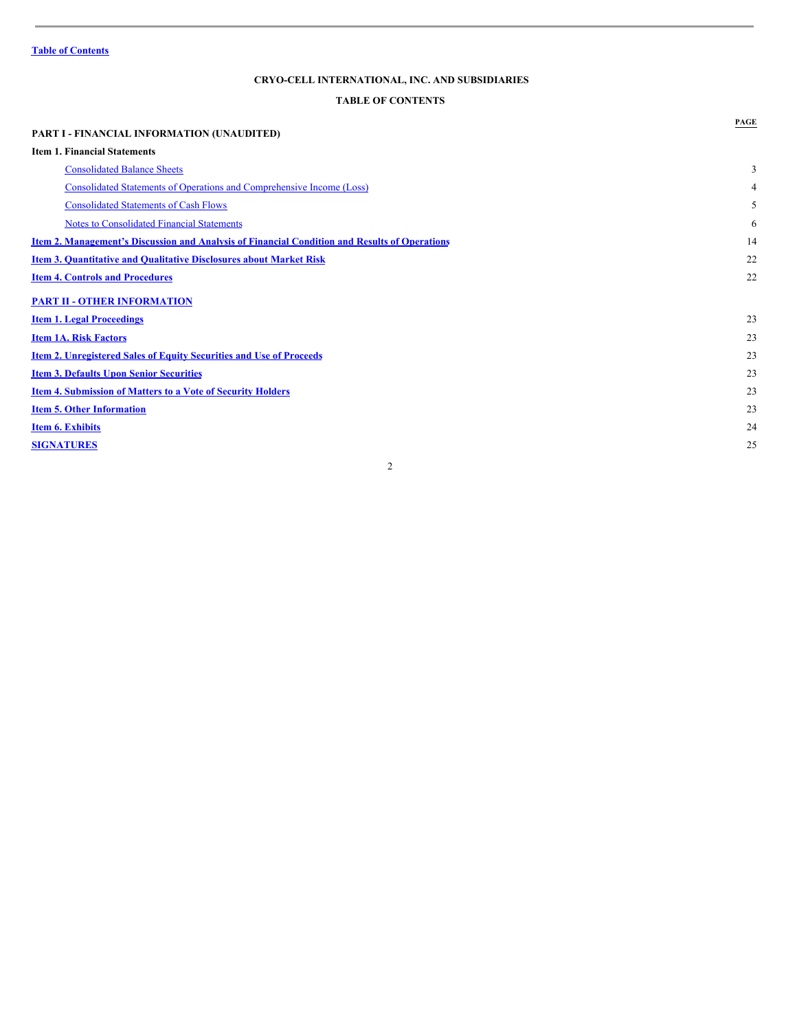Table of Contents

# CRYO-CELL INTERNATIONAL, INC. AND SUBSIDIARIES

## TABLE OF CONTENTS

| | PAGE |
|---|---|
| **PART I - FINANCIAL INFORMATION (UNAUDITED)** | |
| **Item 1. Financial Statements** | |
| Consolidated Balance Sheets | 3 |
| Consolidated Statements of Operations and Comprehensive Income (Loss) | 4 |
| Consolidated Statements of Cash Flows | 5 |
| Notes to Consolidated Financial Statements | 6 |
| **Item 2. Management's Discussion and Analysis of Financial Condition and Results of Operations** | 14 |
| **Item 3. Quantitative and Qualitative Disclosures about Market Risk** | 22 |
| **Item 4. Controls and Procedures** | 22 |
| **PART II - OTHER INFORMATION** | |
| **Item 1. Legal Proceedings** | 23 |
| **Item 1A. Risk Factors** | 23 |
| **Item 2. Unregistered Sales of Equity Securities and Use of Proceeds** | 23 |
| **Item 3. Defaults Upon Senior Securities** | 23 |
| **Item 4. Submission of Matters to a Vote of Security Holders** | 23 |
| **Item 5. Other Information** | 23 |
| **Item 6. Exhibits** | 24 |
| **SIGNATURES** | 25 |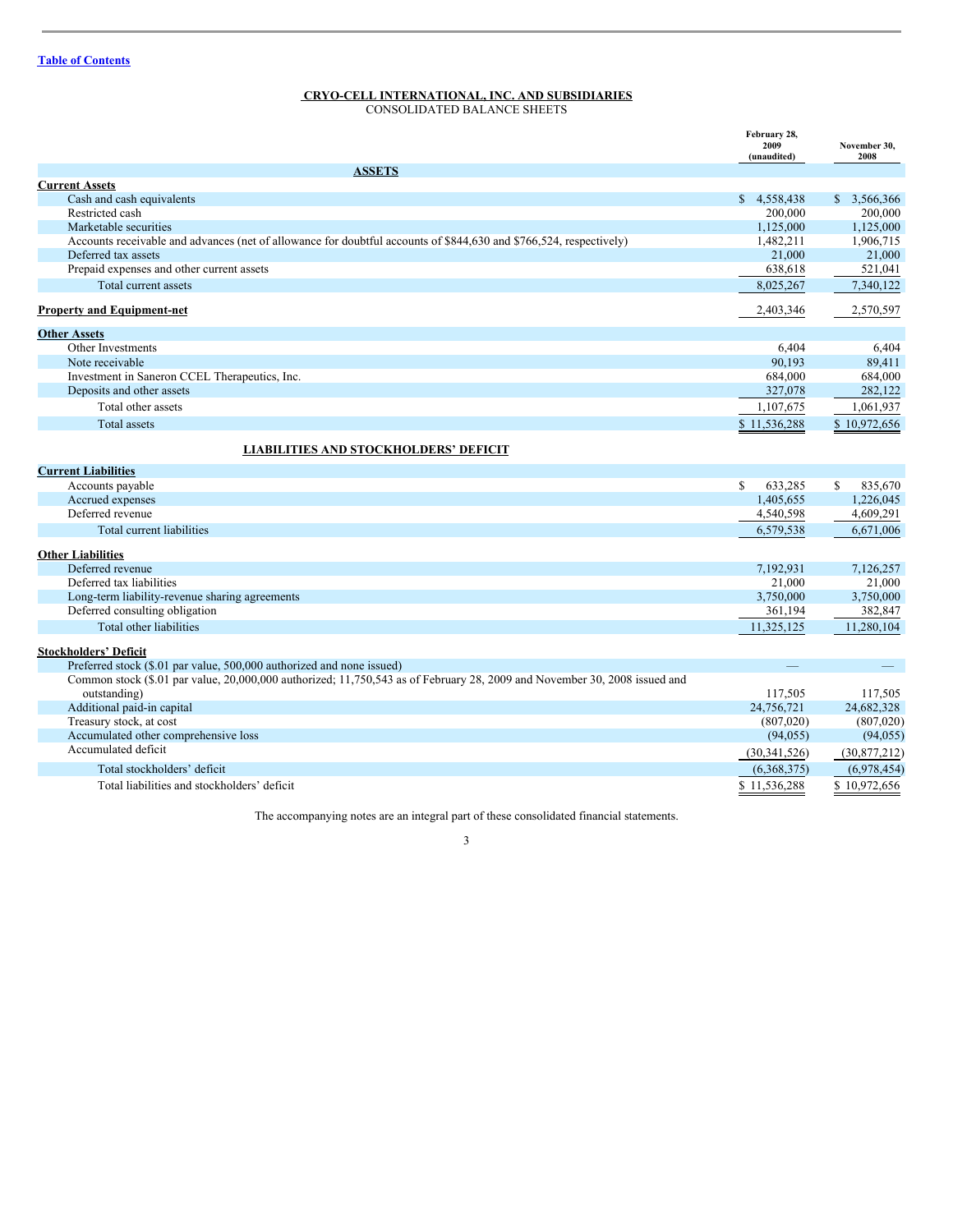[Table of Contents](#)

# CRYO-CELL INTERNATIONAL, INC. AND SUBSIDIARIES

## CONSOLIDATED BALANCE SHEETS

| | February 28, 2009 (unaudited) | November 30, 2008 |
|---|---|---|
| **ASSETS** | | |
| **Current Assets** | | |
| Cash and cash equivalents | $ 4,558,438 | $ 3,566,366 |
| Restricted cash | 200,000 | 200,000 |
| Marketable securities | 1,125,000 | 1,125,000 |
| Accounts receivable and advances (net of allowance for doubtful accounts of $844,630 and $766,524, respectively) | 1,482,211 | 1,906,715 |
| Deferred tax assets | 21,000 | 21,000 |
| Prepaid expenses and other current assets | 638,618 | 521,041 |
| Total current assets | 8,025,267 | 7,340,122 |
| **Property and Equipment-net** | 2,403,346 | 2,570,597 |
| **Other Assets** | | |
| Other Investments | 6,404 | 6,404 |
| Note receivable | 90,193 | 89,411 |
| Investment in Saneron CCEL Therapeutics, Inc. | 684,000 | 684,000 |
| Deposits and other assets | 327,078 | 282,122 |
| Total other assets | 1,107,675 | 1,061,937 |
| Total assets | $ 11,536,288 | $ 10,972,656 |
| **LIABILITIES AND STOCKHOLDERS' DEFICIT** | | |
| **Current Liabilities** | | |
| Accounts payable | $ 633,285 | $ 835,670 |
| Accrued expenses | 1,405,655 | 1,226,045 |
| Deferred revenue | 4,540,598 | 4,609,291 |
| Total current liabilities | 6,579,538 | 6,671,006 |
| **Other Liabilities** | | |
| Deferred revenue | 7,192,931 | 7,126,257 |
| Deferred tax liabilities | 21,000 | 21,000 |
| Long-term liability-revenue sharing agreements | 3,750,000 | 3,750,000 |
| Deferred consulting obligation | 361,194 | 382,847 |
| Total other liabilities | 11,325,125 | 11,280,104 |
| **Stockholders' Deficit** | | |
| Preferred stock ($.01 par value, 500,000 authorized and none issued) | — | — |
| Common stock ($.01 par value, 20,000,000 authorized; 11,750,543 as of February 28, 2009 and November 30, 2008 issued and outstanding) | 117,505 | 117,505 |
| Additional paid-in capital | 24,756,721 | 24,682,328 |
| Treasury stock, at cost | (807,020) | (807,020) |
| Accumulated other comprehensive loss | (94,055) | (94,055) |
| Accumulated deficit | (30,341,526) | (30,877,212) |
| Total stockholders' deficit | (6,368,375) | (6,978,454) |
| Total liabilities and stockholders' deficit | $ 11,536,288 | $ 10,972,656 |

The accompanying notes are an integral part of these consolidated financial statements.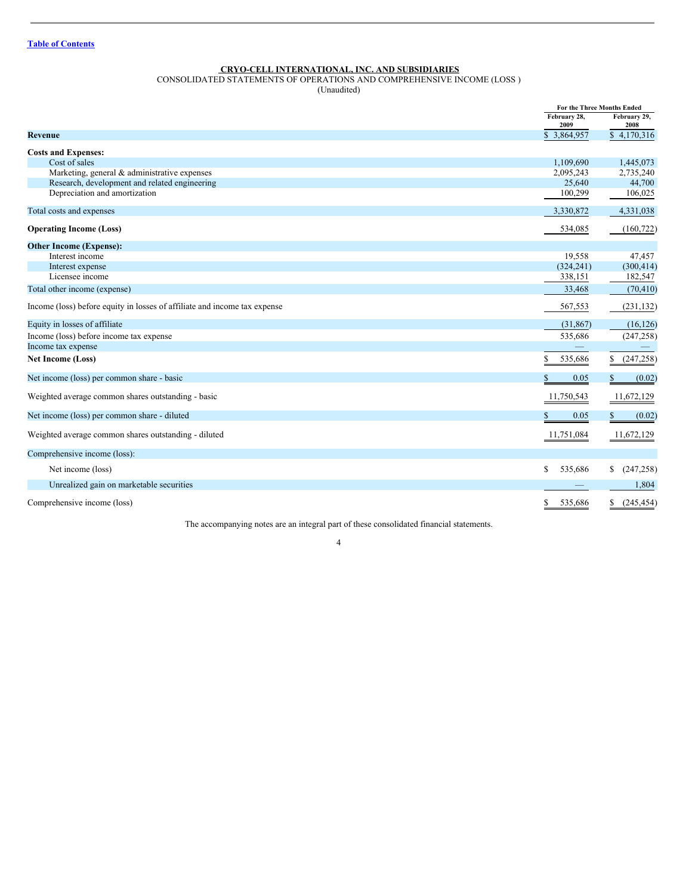Table of Contents

**CRYO-CELL INTERNATIONAL, INC. AND SUBSIDIARIES**

CONSOLIDATED STATEMENTS OF OPERATIONS AND COMPREHENSIVE INCOME (LOSS )

(Unaudited)

| | For the Three Months Ended | |
|---|---|---|
| | February 28, 2009 | February 29, 2008 |
| **Revenue** | $ 3,864,957 | $ 4,170,316 |
| **Costs and Expenses:** | | |
| Cost of sales | 1,109,690 | 1,445,073 |
| Marketing, general & administrative expenses | 2,095,243 | 2,735,240 |
| Research, development and related engineering | 25,640 | 44,700 |
| Depreciation and amortization | 100,299 | 106,025 |
| Total costs and expenses | 3,330,872 | 4,331,038 |
| **Operating Income (Loss)** | 534,085 | (160,722) |
| **Other Income (Expense):** | | |
| Interest income | 19,558 | 47,457 |
| Interest expense | (324,241) | (300,414) |
| Licensee income | 338,151 | 182,547 |
| Total other income (expense) | 33,468 | (70,410) |
| Income (loss) before equity in losses of affiliate and income tax expense | 567,553 | (231,132) |
| Equity in losses of affiliate | (31,867) | (16,126) |
| Income (loss) before income tax expense | 535,686 | (247,258) |
| Income tax expense | — | — |
| **Net Income (Loss)** | $ 535,686 | $ (247,258) |
| Net income (loss) per common share - basic | $ 0.05 | $ (0.02) |
| Weighted average common shares outstanding - basic | 11,750,543 | 11,672,129 |
| Net income (loss) per common share - diluted | $ 0.05 | $ (0.02) |
| Weighted average common shares outstanding - diluted | 11,751,084 | 11,672,129 |
| Comprehensive income (loss): | | |
| Net income (loss) | $ 535,686 | $ (247,258) |
| Unrealized gain on marketable securities | — | 1,804 |
| Comprehensive income (loss) | $ 535,686 | $ (245,454) |

The accompanying notes are an integral part of these consolidated financial statements.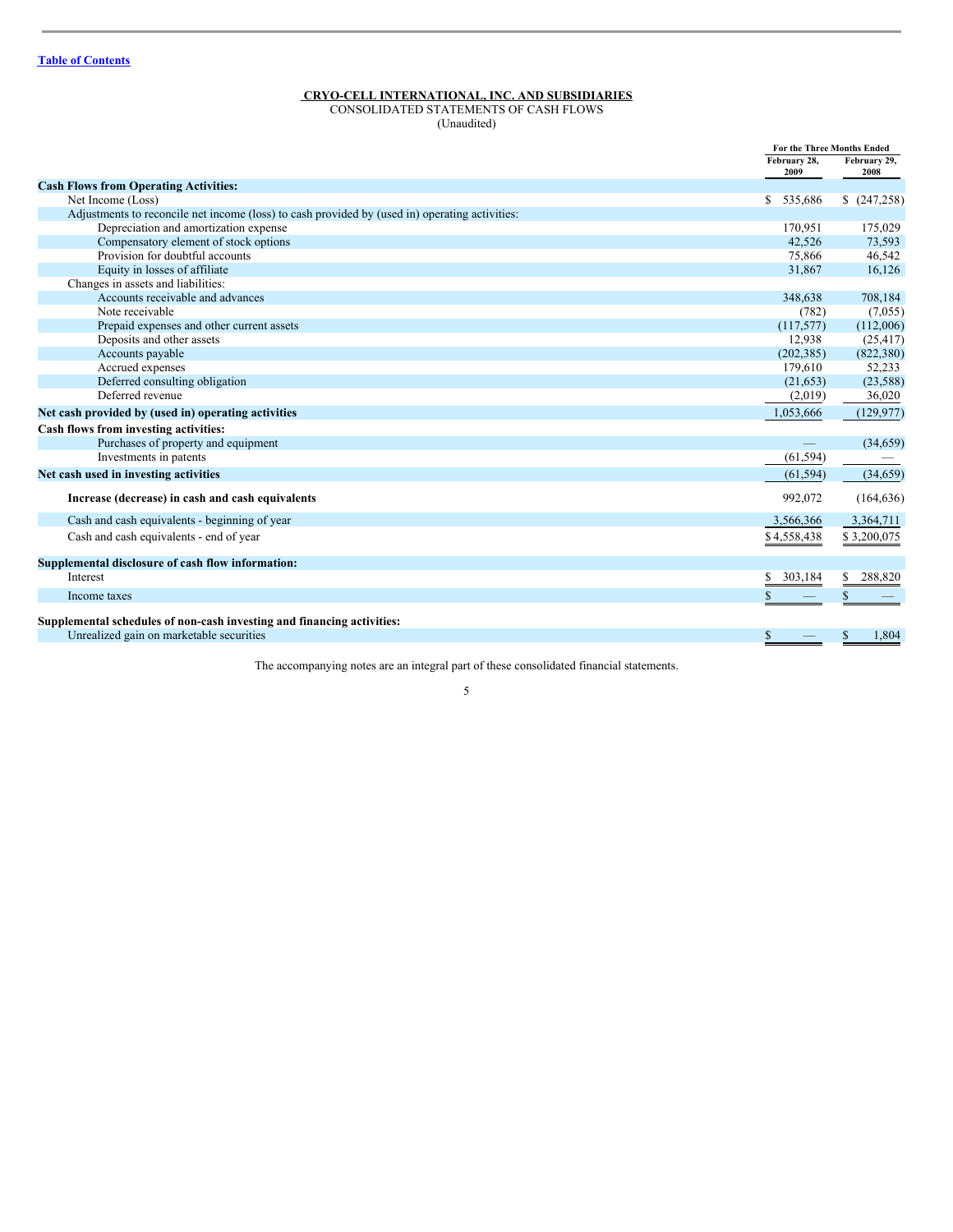[Table of Contents](#)

**CRYO-CELL INTERNATIONAL, INC. AND SUBSIDIARIES**
CONSOLIDATED STATEMENTS OF CASH FLOWS
(Unaudited)

| | For the Three Months Ended | |
|---|---|---|
| | February 28, 2009 | February 29, 2008 |
| **Cash Flows from Operating Activities:** | | |
| Net Income (Loss) | $ 535,686 | $ (247,258) |
| Adjustments to reconcile net income (loss) to cash provided by (used in) operating activities: | | |
| Depreciation and amortization expense | 170,951 | 175,029 |
| Compensatory element of stock options | 42,526 | 73,593 |
| Provision for doubtful accounts | 75,866 | 46,542 |
| Equity in losses of affiliate | 31,867 | 16,126 |
| Changes in assets and liabilities: | | |
| Accounts receivable and advances | 348,638 | 708,184 |
| Note receivable | (782) | (7,055) |
| Prepaid expenses and other current assets | (117,577) | (112,006) |
| Deposits and other assets | 12,938 | (25,417) |
| Accounts payable | (202,385) | (822,380) |
| Accrued expenses | 179,610 | 52,233 |
| Deferred consulting obligation | (21,653) | (23,588) |
| Deferred revenue | (2,019) | 36,020 |
| **Net cash provided by (used in) operating activities** | 1,053,666 | (129,977) |
| **Cash flows from investing activities:** | | |
| Purchases of property and equipment | — | (34,659) |
| Investments in patents | (61,594) | — |
| **Net cash used in investing activities** | (61,594) | (34,659) |
| **Increase (decrease) in cash and cash equivalents** | 992,072 | (164,636) |
| Cash and cash equivalents - beginning of year | 3,566,366 | 3,364,711 |
| Cash and cash equivalents - end of year | $ 4,558,438 | $ 3,200,075 |
| **Supplemental disclosure of cash flow information:** | | |
| Interest | $ 303,184 | $ 288,820 |
| Income taxes | $ — | $ — |
| **Supplemental schedules of non-cash investing and financing activities:** | | |
| Unrealized gain on marketable securities | $ — | $ 1,804 |

The accompanying notes are an integral part of these consolidated financial statements.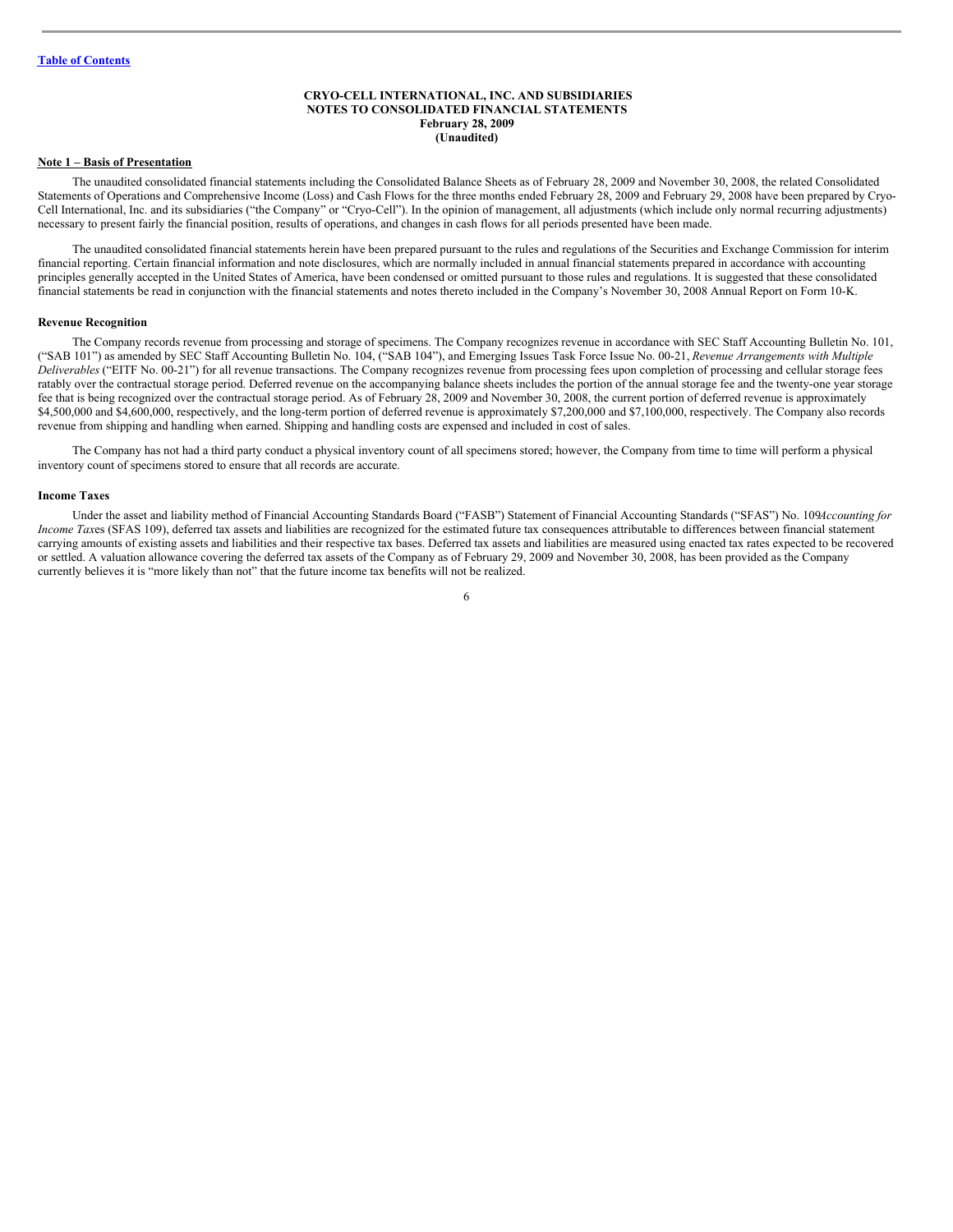Table of Contents

**CRYO-CELL INTERNATIONAL, INC. AND SUBSIDIARIES**
**NOTES TO CONSOLIDATED FINANCIAL STATEMENTS**
**February 28, 2009**
**(Unaudited)**

**Note 1 – Basis of Presentation**

The unaudited consolidated financial statements including the Consolidated Balance Sheets as of February 28, 2009 and November 30, 2008, the related Consolidated Statements of Operations and Comprehensive Income (Loss) and Cash Flows for the three months ended February 28, 2009 and February 29, 2008 have been prepared by Cryo-Cell International, Inc. and its subsidiaries ("the Company" or "Cryo-Cell"). In the opinion of management, all adjustments (which include only normal recurring adjustments) necessary to present fairly the financial position, results of operations, and changes in cash flows for all periods presented have been made.

The unaudited consolidated financial statements herein have been prepared pursuant to the rules and regulations of the Securities and Exchange Commission for interim financial reporting. Certain financial information and note disclosures, which are normally included in annual financial statements prepared in accordance with accounting principles generally accepted in the United States of America, have been condensed or omitted pursuant to those rules and regulations. It is suggested that these consolidated financial statements be read in conjunction with the financial statements and notes thereto included in the Company's November 30, 2008 Annual Report on Form 10-K.

**Revenue Recognition**

The Company records revenue from processing and storage of specimens. The Company recognizes revenue in accordance with SEC Staff Accounting Bulletin No. 101, ("SAB 101") as amended by SEC Staff Accounting Bulletin No. 104, ("SAB 104"), and Emerging Issues Task Force Issue No. 00-21, *Revenue Arrangements with Multiple Deliverables* ("EITF No. 00-21") for all revenue transactions. The Company recognizes revenue from processing fees upon completion of processing and cellular storage fees ratably over the contractual storage period. Deferred revenue on the accompanying balance sheets includes the portion of the annual storage fee and the twenty-one year storage fee that is being recognized over the contractual storage period. As of February 28, 2009 and November 30, 2008, the current portion of deferred revenue is approximately $4,500,000 and $4,600,000, respectively, and the long-term portion of deferred revenue is approximately $7,200,000 and $7,100,000, respectively. The Company also records revenue from shipping and handling when earned. Shipping and handling costs are expensed and included in cost of sales.

The Company has not had a third party conduct a physical inventory count of all specimens stored; however, the Company from time to time will perform a physical inventory count of specimens stored to ensure that all records are accurate.

**Income Taxes**

Under the asset and liability method of Financial Accounting Standards Board ("FASB") Statement of Financial Accounting Standards ("SFAS") No. 109*Accounting for Income Tax*es (SFAS 109), deferred tax assets and liabilities are recognized for the estimated future tax consequences attributable to differences between financial statement carrying amounts of existing assets and liabilities and their respective tax bases. Deferred tax assets and liabilities are measured using enacted tax rates expected to be recovered or settled. A valuation allowance covering the deferred tax assets of the Company as of February 29, 2009 and November 30, 2008, has been provided as the Company currently believes it is "more likely than not" that the future income tax benefits will not be realized.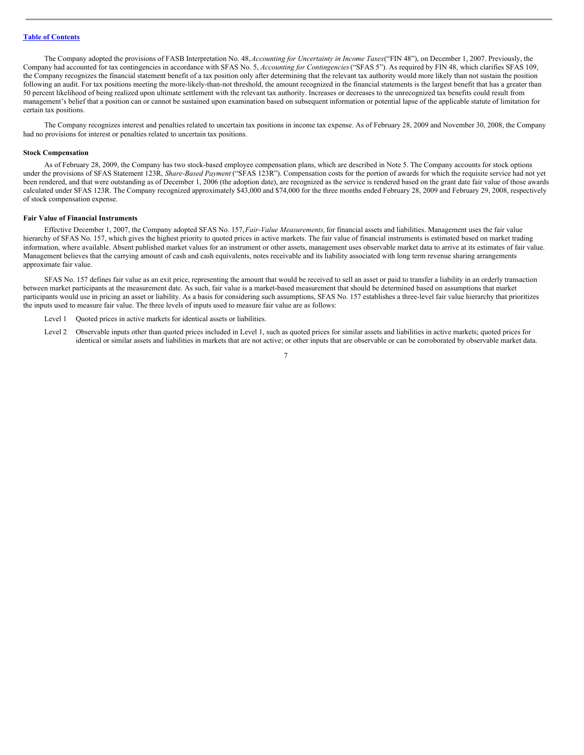The Company adopted the provisions of FASB Interpretation No. 48, *Accounting for Uncertainty in Income Taxes* ("FIN 48"), on December 1, 2007. Previously, the Company had accounted for tax contingencies in accordance with SFAS No. 5, *Accounting for Contingencies* ("SFAS 5"). As required by FIN 48, which clarifies SFAS 109, the Company recognizes the financial statement benefit of a tax position only after determining that the relevant tax authority would more likely than not sustain the position following an audit. For tax positions meeting the more-likely-than-not threshold, the amount recognized in the financial statements is the largest benefit that has a greater than 50 percent likelihood of being realized upon ultimate settlement with the relevant tax authority. Increases or decreases to the unrecognized tax benefits could result from management's belief that a position can or cannot be sustained upon examination based on subsequent information or potential lapse of the applicable statute of limitation for certain tax positions.

The Company recognizes interest and penalties related to uncertain tax positions in income tax expense. As of February 28, 2009 and November 30, 2008, the Company had no provisions for interest or penalties related to uncertain tax positions.

**Stock Compensation**

As of February 28, 2009, the Company has two stock-based employee compensation plans, which are described in Note 5. The Company accounts for stock options under the provisions of SFAS Statement 123R, *Share-Based Payment* ("SFAS 123R"). Compensation costs for the portion of awards for which the requisite service had not yet been rendered, and that were outstanding as of December 1, 2006 (the adoption date), are recognized as the service is rendered based on the grant date fair value of those awards calculated under SFAS 123R. The Company recognized approximately $43,000 and $74,000 for the three months ended February 28, 2009 and February 29, 2008, respectively of stock compensation expense.

**Fair Value of Financial Instruments**

Effective December 1, 2007, the Company adopted SFAS No. 157, *Fair-Value Measurements,* for financial assets and liabilities. Management uses the fair value hierarchy of SFAS No. 157, which gives the highest priority to quoted prices in active markets. The fair value of financial instruments is estimated based on market trading information, where available. Absent published market values for an instrument or other assets, management uses observable market data to arrive at its estimates of fair value. Management believes that the carrying amount of cash and cash equivalents, notes receivable and its liability associated with long term revenue sharing arrangements approximate fair value.

SFAS No. 157 defines fair value as an exit price, representing the amount that would be received to sell an asset or paid to transfer a liability in an orderly transaction between market participants at the measurement date. As such, fair value is a market-based measurement that should be determined based on assumptions that market participants would use in pricing an asset or liability. As a basis for considering such assumptions, SFAS No. 157 establishes a three-level fair value hierarchy that prioritizes the inputs used to measure fair value. The three levels of inputs used to measure fair value are as follows:

- Level 1 Quoted prices in active markets for identical assets or liabilities.
- Level 2 Observable inputs other than quoted prices included in Level 1, such as quoted prices for similar assets and liabilities in active markets; quoted prices for identical or similar assets and liabilities in markets that are not active; or other inputs that are observable or can be corroborated by observable market data.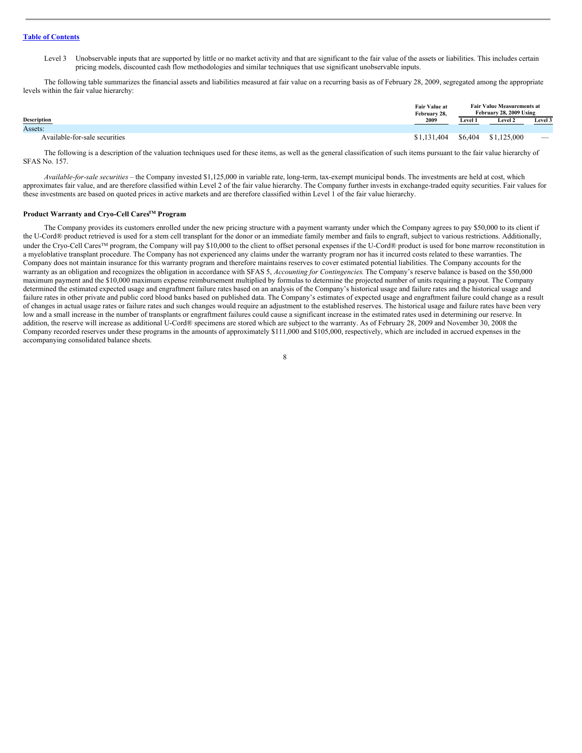Level 3 Unobservable inputs that are supported by little or no market activity and that are significant to the fair value of the assets or liabilities. This includes certain pricing models, discounted cash flow methodologies and similar techniques that use significant unobservable inputs.

The following table summarizes the financial assets and liabilities measured at fair value on a recurring basis as of February 28, 2009, segregated among the appropriate levels within the fair value hierarchy:

| Description | Fair Value at February 28, 2009 | Fair Value Measurements at February 28, 2009 Using | | |
|---|---|---|---|---|
| | | Level 1 | Level 2 | Level 3 |
| Assets: | | | | |
| Available-for-sale securities | $1,131,404 | $6,404 | $1,125,000 | — |

The following is a description of the valuation techniques used for these items, as well as the general classification of such items pursuant to the fair value hierarchy of SFAS No. 157.

*Available-for-sale securities* – the Company invested $1,125,000 in variable rate, long-term, tax-exempt municipal bonds. The investments are held at cost, which approximates fair value, and are therefore classified within Level 2 of the fair value hierarchy. The Company further invests in exchange-traded equity securities. Fair values for these investments are based on quoted prices in active markets and are therefore classified within Level 1 of the fair value hierarchy.

#### Product Warranty and Cryo-Cell Cares™ Program

The Company provides its customers enrolled under the new pricing structure with a payment warranty under which the Company agrees to pay $50,000 to its client if the U-Cord® product retrieved is used for a stem cell transplant for the donor or an immediate family member and fails to engraft, subject to various restrictions. Additionally, under the Cryo-Cell Cares™ program, the Company will pay $10,000 to the client to offset personal expenses if the U-Cord® product is used for bone marrow reconstitution in a myeloblative transplant procedure. The Company has not experienced any claims under the warranty program nor has it incurred costs related to these warranties. The Company does not maintain insurance for this warranty program and therefore maintains reserves to cover estimated potential liabilities. The Company accounts for the warranty as an obligation and recognizes the obligation in accordance with SFAS 5, *Accounting for Contingencies.* The Company's reserve balance is based on the $50,000 maximum payment and the $10,000 maximum expense reimbursement multiplied by formulas to determine the projected number of units requiring a payout. The Company determined the estimated expected usage and engraftment failure rates based on an analysis of the Company's historical usage and failure rates and the historical usage and failure rates in other private and public cord blood banks based on published data. The Company's estimates of expected usage and engraftment failure could change as a result of changes in actual usage rates or failure rates and such changes would require an adjustment to the established reserves. The historical usage and failure rates have been very low and a small increase in the number of transplants or engraftment failures could cause a significant increase in the estimated rates used in determining our reserve. In addition, the reserve will increase as additional U-Cord® specimens are stored which are subject to the warranty. As of February 28, 2009 and November 30, 2008 the Company recorded reserves under these programs in the amounts of approximately $111,000 and $105,000, respectively, which are included in accrued expenses in the accompanying consolidated balance sheets.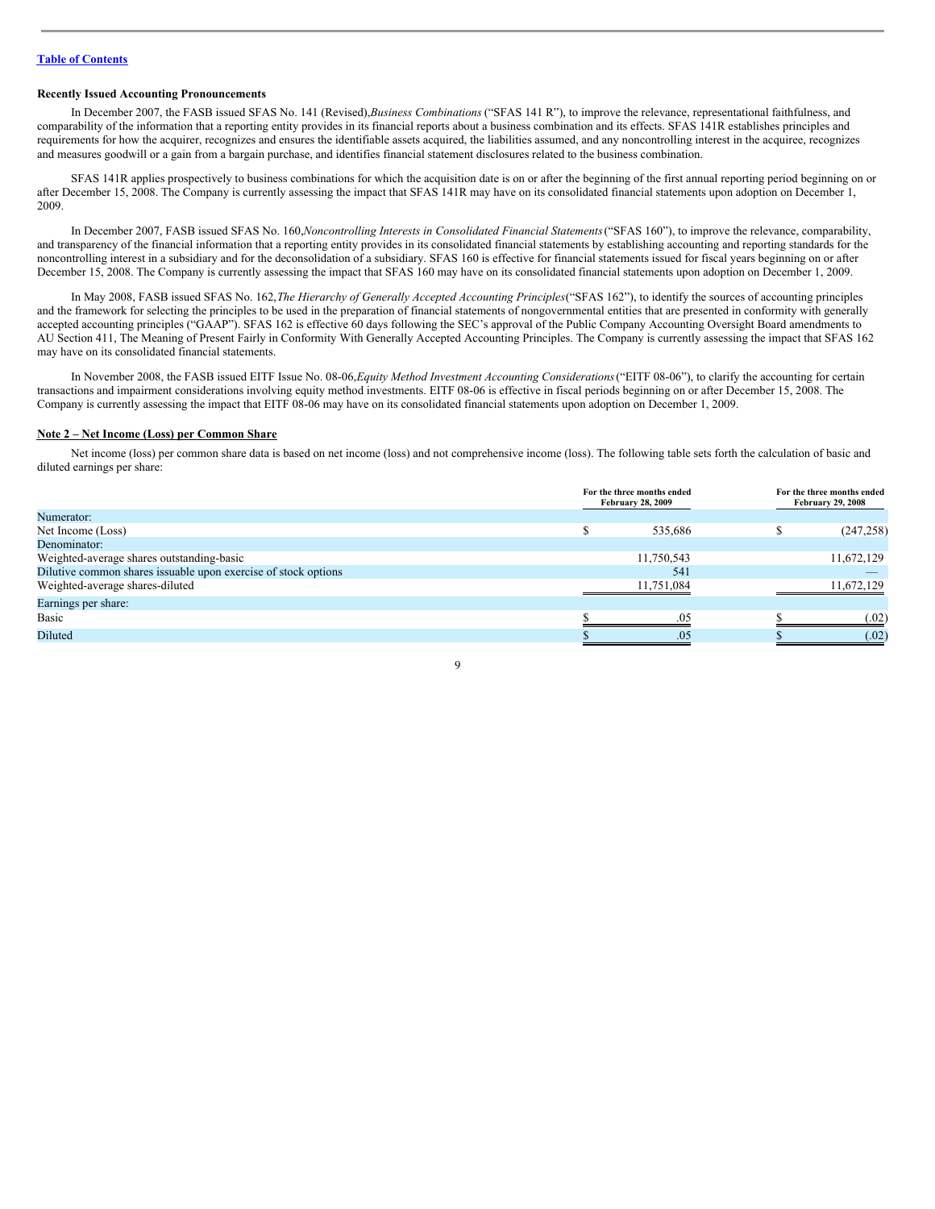[Table of Contents](#)

**Recently Issued Accounting Pronouncements**

In December 2007, the FASB issued SFAS No. 141 (Revised),*Business Combinations* ("SFAS 141 R"), to improve the relevance, representational faithfulness, and comparability of the information that a reporting entity provides in its financial reports about a business combination and its effects. SFAS 141R establishes principles and requirements for how the acquirer, recognizes and ensures the identifiable assets acquired, the liabilities assumed, and any noncontrolling interest in the acquiree, recognizes and measures goodwill or a gain from a bargain purchase, and identifies financial statement disclosures related to the business combination.

SFAS 141R applies prospectively to business combinations for which the acquisition date is on or after the beginning of the first annual reporting period beginning on or after December 15, 2008. The Company is currently assessing the impact that SFAS 141R may have on its consolidated financial statements upon adoption on December 1, 2009.

In December 2007, FASB issued SFAS No. 160,*Noncontrolling Interests in Consolidated Financial Statements* ("SFAS 160"), to improve the relevance, comparability, and transparency of the financial information that a reporting entity provides in its consolidated financial statements by establishing accounting and reporting standards for the noncontrolling interest in a subsidiary and for the deconsolidation of a subsidiary. SFAS 160 is effective for financial statements issued for fiscal years beginning on or after December 15, 2008. The Company is currently assessing the impact that SFAS 160 may have on its consolidated financial statements upon adoption on December 1, 2009.

In May 2008, FASB issued SFAS No. 162,*The Hierarchy of Generally Accepted Accounting Principles*("SFAS 162"), to identify the sources of accounting principles and the framework for selecting the principles to be used in the preparation of financial statements of nongovernmental entities that are presented in conformity with generally accepted accounting principles ("GAAP"). SFAS 162 is effective 60 days following the SEC's approval of the Public Company Accounting Oversight Board amendments to AU Section 411, The Meaning of Present Fairly in Conformity With Generally Accepted Accounting Principles. The Company is currently assessing the impact that SFAS 162 may have on its consolidated financial statements.

In November 2008, the FASB issued EITF Issue No. 08-06,*Equity Method Investment Accounting Considerations* ("EITF 08-06"), to clarify the accounting for certain transactions and impairment considerations involving equity method investments. EITF 08-06 is effective in fiscal periods beginning on or after December 15, 2008. The Company is currently assessing the impact that EITF 08-06 may have on its consolidated financial statements upon adoption on December 1, 2009.

**Note 2 – Net Income (Loss) per Common Share**

Net income (loss) per common share data is based on net income (loss) and not comprehensive income (loss). The following table sets forth the calculation of basic and diluted earnings per share:

| | For the three months ended February 28, 2009 | For the three months ended February 29, 2008 |
|---|---|---|
| Numerator: | | |
| Net Income (Loss) | $ 535,686 | $ (247,258) |
| Denominator: | | |
| Weighted-average shares outstanding-basic | 11,750,543 | 11,672,129 |
| Dilutive common shares issuable upon exercise of stock options | 541 | — |
| Weighted-average shares-diluted | 11,751,084 | 11,672,129 |
| Earnings per share: | | |
| Basic | $ .05 | $ (.02) |
| Diluted | $ .05 | $ (.02) |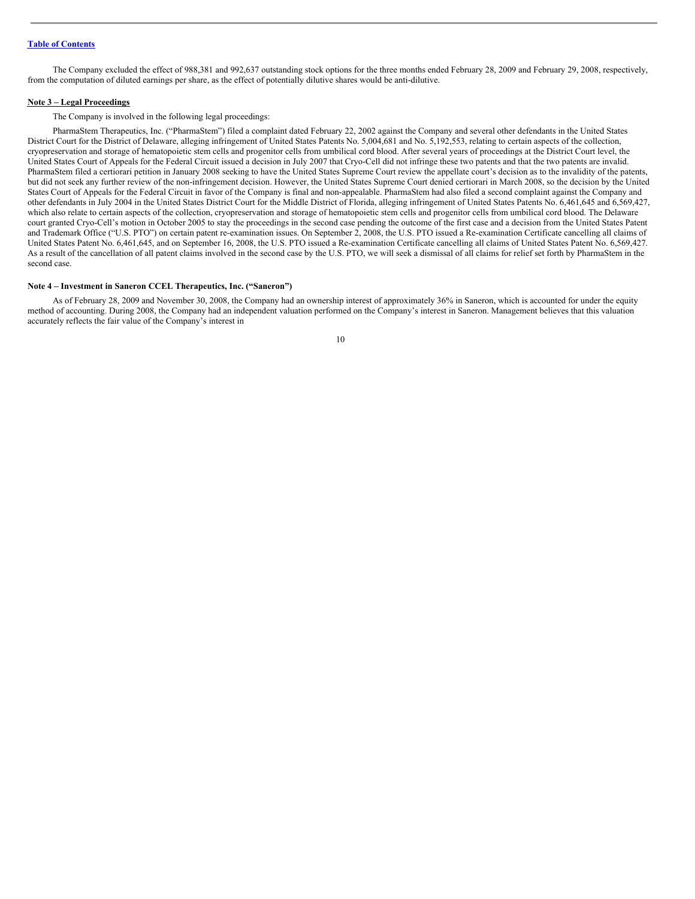The Company excluded the effect of 988,381 and 992,637 outstanding stock options for the three months ended February 28, 2009 and February 29, 2008, respectively, from the computation of diluted earnings per share, as the effect of potentially dilutive shares would be anti-dilutive.

**Note 3 – Legal Proceedings**

The Company is involved in the following legal proceedings:

PharmaStem Therapeutics, Inc. ("PharmaStem") filed a complaint dated February 22, 2002 against the Company and several other defendants in the United States District Court for the District of Delaware, alleging infringement of United States Patents No. 5,004,681 and No. 5,192,553, relating to certain aspects of the collection, cryopreservation and storage of hematopoietic stem cells and progenitor cells from umbilical cord blood. After several years of proceedings at the District Court level, the United States Court of Appeals for the Federal Circuit issued a decision in July 2007 that Cryo-Cell did not infringe these two patents and that the two patents are invalid. PharmaStem filed a certiorari petition in January 2008 seeking to have the United States Supreme Court review the appellate court's decision as to the invalidity of the patents, but did not seek any further review of the non-infringement decision. However, the United States Supreme Court denied certiorari in March 2008, so the decision by the United States Court of Appeals for the Federal Circuit in favor of the Company is final and non-appealable. PharmaStem had also filed a second complaint against the Company and other defendants in July 2004 in the United States District Court for the Middle District of Florida, alleging infringement of United States Patents No. 6,461,645 and 6,569,427, which also relate to certain aspects of the collection, cryopreservation and storage of hematopoietic stem cells and progenitor cells from umbilical cord blood. The Delaware court granted Cryo-Cell's motion in October 2005 to stay the proceedings in the second case pending the outcome of the first case and a decision from the United States Patent and Trademark Office ("U.S. PTO") on certain patent re-examination issues. On September 2, 2008, the U.S. PTO issued a Re-examination Certificate cancelling all claims of United States Patent No. 6,461,645, and on September 16, 2008, the U.S. PTO issued a Re-examination Certificate cancelling all claims of United States Patent No. 6,569,427. As a result of the cancellation of all patent claims involved in the second case by the U.S. PTO, we will seek a dismissal of all claims for relief set forth by PharmaStem in the second case.

**Note 4 – Investment in Saneron CCEL Therapeutics, Inc. ("Saneron")**

As of February 28, 2009 and November 30, 2008, the Company had an ownership interest of approximately 36% in Saneron, which is accounted for under the equity method of accounting. During 2008, the Company had an independent valuation performed on the Company's interest in Saneron. Management believes that this valuation accurately reflects the fair value of the Company's interest in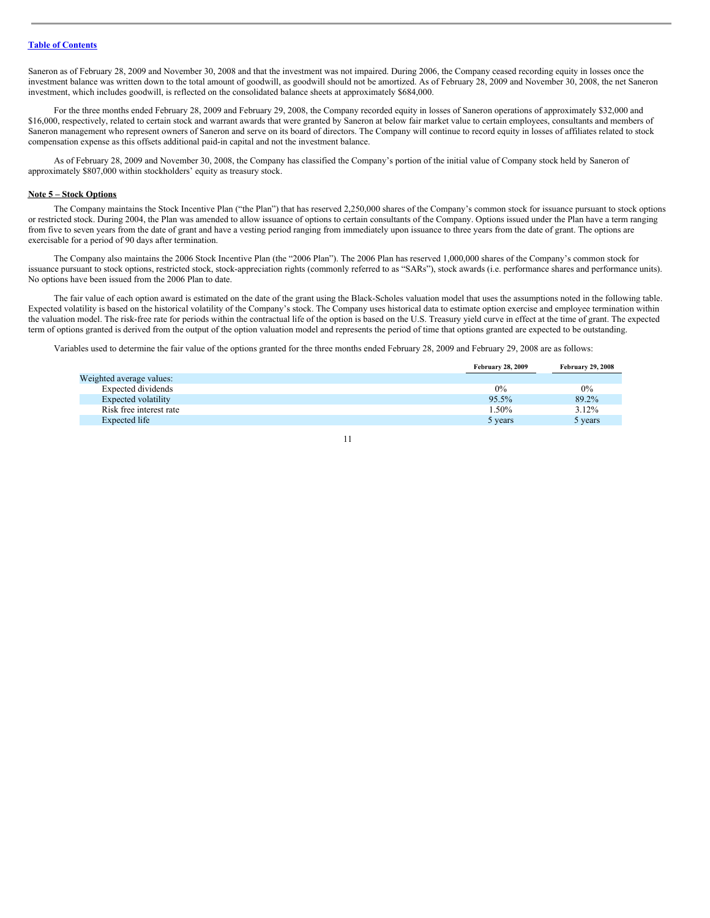Saneron as of February 28, 2009 and November 30, 2008 and that the investment was not impaired. During 2006, the Company ceased recording equity in losses once the investment balance was written down to the total amount of goodwill, as goodwill should not be amortized. As of February 28, 2009 and November 30, 2008, the net Saneron investment, which includes goodwill, is reflected on the consolidated balance sheets at approximately $684,000.

For the three months ended February 28, 2009 and February 29, 2008, the Company recorded equity in losses of Saneron operations of approximately $32,000 and $16,000, respectively, related to certain stock and warrant awards that were granted by Saneron at below fair market value to certain employees, consultants and members of Saneron management who represent owners of Saneron and serve on its board of directors. The Company will continue to record equity in losses of affiliates related to stock compensation expense as this offsets additional paid-in capital and not the investment balance.

As of February 28, 2009 and November 30, 2008, the Company has classified the Company's portion of the initial value of Company stock held by Saneron of approximately $807,000 within stockholders' equity as treasury stock.

## Note 5 – Stock Options

The Company maintains the Stock Incentive Plan ("the Plan") that has reserved 2,250,000 shares of the Company's common stock for issuance pursuant to stock options or restricted stock. During 2004, the Plan was amended to allow issuance of options to certain consultants of the Company. Options issued under the Plan have a term ranging from five to seven years from the date of grant and have a vesting period ranging from immediately upon issuance to three years from the date of grant. The options are exercisable for a period of 90 days after termination.

The Company also maintains the 2006 Stock Incentive Plan (the "2006 Plan"). The 2006 Plan has reserved 1,000,000 shares of the Company's common stock for issuance pursuant to stock options, restricted stock, stock-appreciation rights (commonly referred to as "SARs"), stock awards (i.e. performance shares and performance units). No options have been issued from the 2006 Plan to date.

The fair value of each option award is estimated on the date of the grant using the Black-Scholes valuation model that uses the assumptions noted in the following table. Expected volatility is based on the historical volatility of the Company's stock. The Company uses historical data to estimate option exercise and employee termination within the valuation model. The risk-free rate for periods within the contractual life of the option is based on the U.S. Treasury yield curve in effect at the time of grant. The expected term of options granted is derived from the output of the option valuation model and represents the period of time that options granted are expected to be outstanding.

Variables used to determine the fair value of the options granted for the three months ended February 28, 2009 and February 29, 2008 are as follows:

| | February 28, 2009 | February 29, 2008 |
|---|---|---|
| Weighted average values: | | |
| Expected dividends | 0% | 0% |
| Expected volatility | 95.5% | 89.2% |
| Risk free interest rate | 1.50% | 3.12% |
| Expected life | 5 years | 5 years |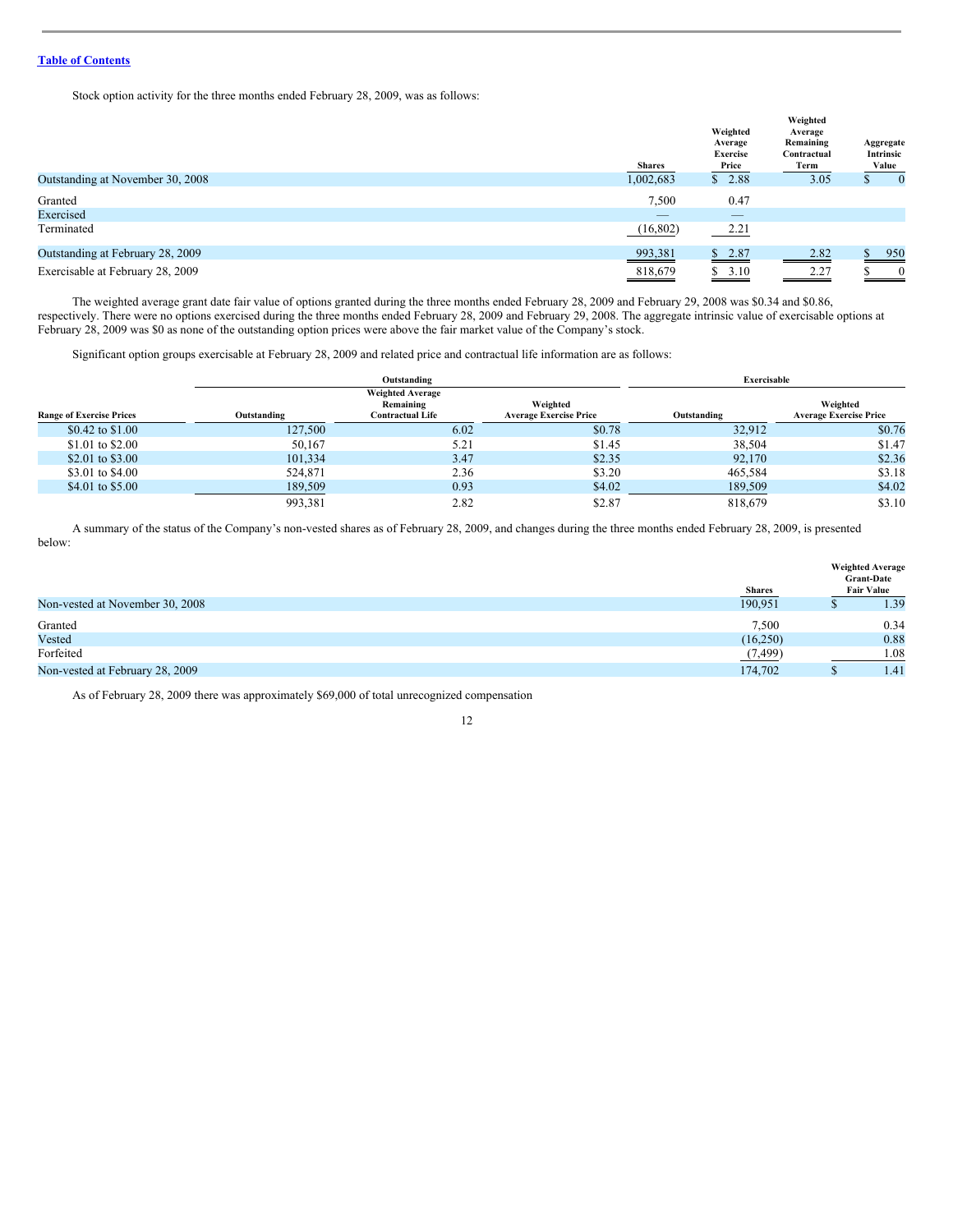[Table of Contents]

Stock option activity for the three months ended February 28, 2009, was as follows:

| | Shares | Weighted Average Exercise Price | Weighted Average Remaining Contractual Term | Aggregate Intrinsic Value |
|---|---|---|---|---|
| Outstanding at November 30, 2008 | 1,002,683 | $ 2.88 | 3.05 | $ 0 |
| Granted | 7,500 | 0.47 | | |
| Exercised | — | — | | |
| Terminated | (16,802) | 2.21 | | |
| Outstanding at February 28, 2009 | 993,381 | $ 2.87 | 2.82 | $ 950 |
| Exercisable at February 28, 2009 | 818,679 | $ 3.10 | 2.27 | $ 0 |

The weighted average grant date fair value of options granted during the three months ended February 28, 2009 and February 29, 2008 was $0.34 and $0.86, respectively. There were no options exercised during the three months ended February 28, 2009 and February 29, 2008. The aggregate intrinsic value of exercisable options at February 28, 2009 was $0 as none of the outstanding option prices were above the fair market value of the Company's stock.

Significant option groups exercisable at February 28, 2009 and related price and contractual life information are as follows:

| | Outstanding | | | Exercisable | |
|---|---|---|---|---|---|
| Range of Exercise Prices | Outstanding | Weighted Average Remaining Contractual Life | Weighted Average Exercise Price | Outstanding | Weighted Average Exercise Price |
| $0.42 to $1.00 | 127,500 | 6.02 | $0.78 | 32,912 | $0.76 |
| $1.01 to $2.00 | 50,167 | 5.21 | $1.45 | 38,504 | $1.47 |
| $2.01 to $3.00 | 101,334 | 3.47 | $2.35 | 92,170 | $2.36 |
| $3.01 to $4.00 | 524,871 | 2.36 | $3.20 | 465,584 | $3.18 |
| $4.01 to $5.00 | 189,509 | 0.93 | $4.02 | 189,509 | $4.02 |
| | 993,381 | 2.82 | $2.87 | 818,679 | $3.10 |

A summary of the status of the Company's non-vested shares as of February 28, 2009, and changes during the three months ended February 28, 2009, is presented below:

| | Shares | Weighted Average Grant-Date Fair Value |
|---|---|---|
| Non-vested at November 30, 2008 | 190,951 | $ 1.39 |
| Granted | 7,500 | 0.34 |
| Vested | (16,250) | 0.88 |
| Forfeited | (7,499) | 1.08 |
| Non-vested at February 28, 2009 | 174,702 | $ 1.41 |

As of February 28, 2009 there was approximately $69,000 of total unrecognized compensation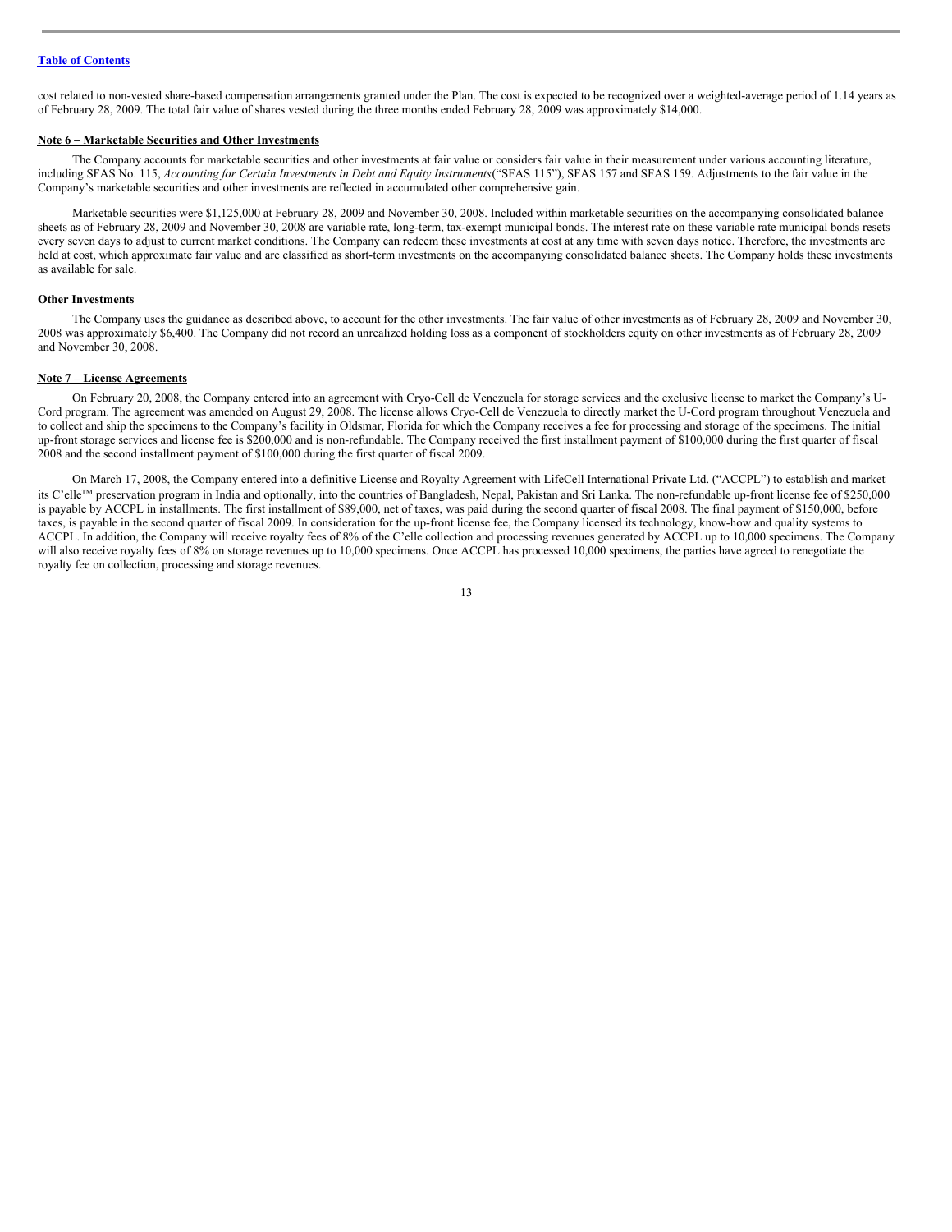cost related to non-vested share-based compensation arrangements granted under the Plan. The cost is expected to be recognized over a weighted-average period of 1.14 years as of February 28, 2009. The total fair value of shares vested during the three months ended February 28, 2009 was approximately $14,000.

**Note 6 – Marketable Securities and Other Investments**

The Company accounts for marketable securities and other investments at fair value or considers fair value in their measurement under various accounting literature, including SFAS No. 115, *Accounting for Certain Investments in Debt and Equity Instruments*("SFAS 115"), SFAS 157 and SFAS 159. Adjustments to the fair value in the Company's marketable securities and other investments are reflected in accumulated other comprehensive gain.

Marketable securities were $1,125,000 at February 28, 2009 and November 30, 2008. Included within marketable securities on the accompanying consolidated balance sheets as of February 28, 2009 and November 30, 2008 are variable rate, long-term, tax-exempt municipal bonds. The interest rate on these variable rate municipal bonds resets every seven days to adjust to current market conditions. The Company can redeem these investments at cost at any time with seven days notice. Therefore, the investments are held at cost, which approximate fair value and are classified as short-term investments on the accompanying consolidated balance sheets. The Company holds these investments as available for sale.

**Other Investments**

The Company uses the guidance as described above, to account for the other investments. The fair value of other investments as of February 28, 2009 and November 30, 2008 was approximately $6,400. The Company did not record an unrealized holding loss as a component of stockholders equity on other investments as of February 28, 2009 and November 30, 2008.

**Note 7 – License Agreements**

On February 20, 2008, the Company entered into an agreement with Cryo-Cell de Venezuela for storage services and the exclusive license to market the Company's U-Cord program. The agreement was amended on August 29, 2008. The license allows Cryo-Cell de Venezuela to directly market the U-Cord program throughout Venezuela and to collect and ship the specimens to the Company's facility in Oldsmar, Florida for which the Company receives a fee for processing and storage of the specimens. The initial up-front storage services and license fee is $200,000 and is non-refundable. The Company received the first installment payment of $100,000 during the first quarter of fiscal 2008 and the second installment payment of $100,000 during the first quarter of fiscal 2009.

On March 17, 2008, the Company entered into a definitive License and Royalty Agreement with LifeCell International Private Ltd. ("ACCPL") to establish and market its C'elle™ preservation program in India and optionally, into the countries of Bangladesh, Nepal, Pakistan and Sri Lanka. The non-refundable up-front license fee of $250,000 is payable by ACCPL in installments. The first installment of $89,000, net of taxes, was paid during the second quarter of fiscal 2008. The final payment of $150,000, before taxes, is payable in the second quarter of fiscal 2009. In consideration for the up-front license fee, the Company licensed its technology, know-how and quality systems to ACCPL. In addition, the Company will receive royalty fees of 8% of the C'elle collection and processing revenues generated by ACCPL up to 10,000 specimens. The Company will also receive royalty fees of 8% on storage revenues up to 10,000 specimens. Once ACCPL has processed 10,000 specimens, the parties have agreed to renegotiate the royalty fee on collection, processing and storage revenues.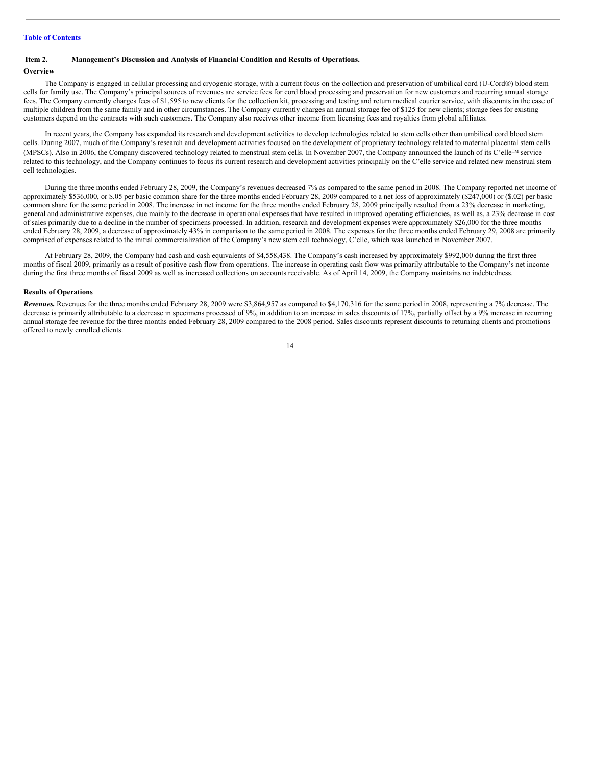[Table of Contents](#)

## Item 2. Management's Discussion and Analysis of Financial Condition and Results of Operations.

### Overview

The Company is engaged in cellular processing and cryogenic storage, with a current focus on the collection and preservation of umbilical cord (U-Cord®) blood stem cells for family use. The Company's principal sources of revenues are service fees for cord blood processing and preservation for new customers and recurring annual storage fees. The Company currently charges fees of $1,595 to new clients for the collection kit, processing and testing and return medical courier service, with discounts in the case of multiple children from the same family and in other circumstances. The Company currently charges an annual storage fee of $125 for new clients; storage fees for existing customers depend on the contracts with such customers. The Company also receives other income from licensing fees and royalties from global affiliates.

In recent years, the Company has expanded its research and development activities to develop technologies related to stem cells other than umbilical cord blood stem cells. During 2007, much of the Company's research and development activities focused on the development of proprietary technology related to maternal placental stem cells (MPSCs). Also in 2006, the Company discovered technology related to menstrual stem cells. In November 2007, the Company announced the launch of its C'elle™ service related to this technology, and the Company continues to focus its current research and development activities principally on the C'elle service and related new menstrual stem cell technologies.

During the three months ended February 28, 2009, the Company's revenues decreased 7% as compared to the same period in 2008. The Company reported net income of approximately $536,000, or $.05 per basic common share for the three months ended February 28, 2009 compared to a net loss of approximately ($247,000) or ($.02) per basic common share for the same period in 2008. The increase in net income for the three months ended February 28, 2009 principally resulted from a 23% decrease in marketing, general and administrative expenses, due mainly to the decrease in operational expenses that have resulted in improved operating efficiencies, as well as, a 23% decrease in cost of sales primarily due to a decline in the number of specimens processed. In addition, research and development expenses were approximately $26,000 for the three months ended February 28, 2009, a decrease of approximately 43% in comparison to the same period in 2008. The expenses for the three months ended February 29, 2008 are primarily comprised of expenses related to the initial commercialization of the Company's new stem cell technology, C'elle, which was launched in November 2007.

At February 28, 2009, the Company had cash and cash equivalents of $4,558,438. The Company's cash increased by approximately $992,000 during the first three months of fiscal 2009, primarily as a result of positive cash flow from operations. The increase in operating cash flow was primarily attributable to the Company's net income during the first three months of fiscal 2009 as well as increased collections on accounts receivable. As of April 14, 2009, the Company maintains no indebtedness.

### Results of Operations

***Revenues.*** Revenues for the three months ended February 28, 2009 were $3,864,957 as compared to $4,170,316 for the same period in 2008, representing a 7% decrease. The decrease is primarily attributable to a decrease in specimens processed of 9%, in addition to an increase in sales discounts of 17%, partially offset by a 9% increase in recurring annual storage fee revenue for the three months ended February 28, 2009 compared to the 2008 period. Sales discounts represent discounts to returning clients and promotions offered to newly enrolled clients.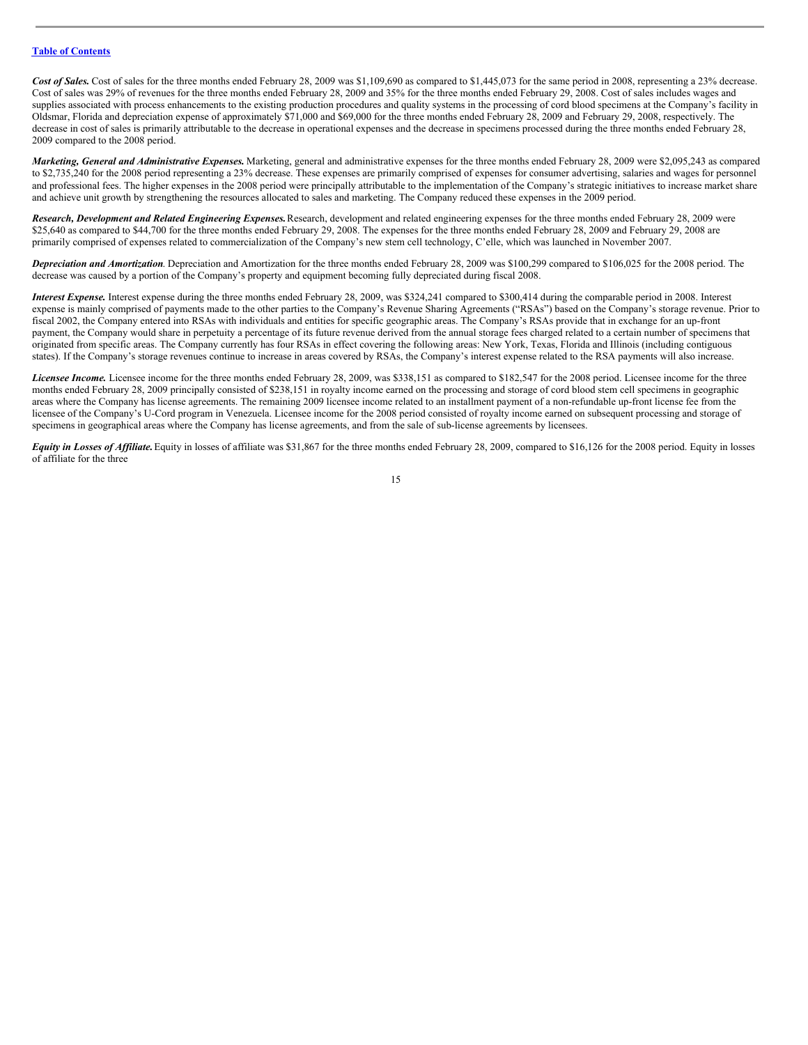**Cost of Sales.** Cost of sales for the three months ended February 28, 2009 was $1,109,690 as compared to $1,445,073 for the same period in 2008, representing a 23% decrease. Cost of sales was 29% of revenues for the three months ended February 28, 2009 and 35% for the three months ended February 29, 2008. Cost of sales includes wages and supplies associated with process enhancements to the existing production procedures and quality systems in the processing of cord blood specimens at the Company's facility in Oldsmar, Florida and depreciation expense of approximately $71,000 and $69,000 for the three months ended February 28, 2009 and February 29, 2008, respectively. The decrease in cost of sales is primarily attributable to the decrease in operational expenses and the decrease in specimens processed during the three months ended February 28, 2009 compared to the 2008 period.

**Marketing, General and Administrative Expenses.** Marketing, general and administrative expenses for the three months ended February 28, 2009 were $2,095,243 as compared to $2,735,240 for the 2008 period representing a 23% decrease. These expenses are primarily comprised of expenses for consumer advertising, salaries and wages for personnel and professional fees. The higher expenses in the 2008 period were principally attributable to the implementation of the Company's strategic initiatives to increase market share and achieve unit growth by strengthening the resources allocated to sales and marketing. The Company reduced these expenses in the 2009 period.

**Research, Development and Related Engineering Expenses.** Research, development and related engineering expenses for the three months ended February 28, 2009 were $25,640 as compared to $44,700 for the three months ended February 29, 2008. The expenses for the three months ended February 28, 2009 and February 29, 2008 are primarily comprised of expenses related to commercialization of the Company's new stem cell technology, C'elle, which was launched in November 2007.

**Depreciation and Amortization**. Depreciation and Amortization for the three months ended February 28, 2009 was $100,299 compared to $106,025 for the 2008 period. The decrease was caused by a portion of the Company's property and equipment becoming fully depreciated during fiscal 2008.

**Interest Expense.** Interest expense during the three months ended February 28, 2009, was $324,241 compared to $300,414 during the comparable period in 2008. Interest expense is mainly comprised of payments made to the other parties to the Company's Revenue Sharing Agreements ("RSAs") based on the Company's storage revenue. Prior to fiscal 2002, the Company entered into RSAs with individuals and entities for specific geographic areas. The Company's RSAs provide that in exchange for an up-front payment, the Company would share in perpetuity a percentage of its future revenue derived from the annual storage fees charged related to a certain number of specimens that originated from specific areas. The Company currently has four RSAs in effect covering the following areas: New York, Texas, Florida and Illinois (including contiguous states). If the Company's storage revenues continue to increase in areas covered by RSAs, the Company's interest expense related to the RSA payments will also increase.

**Licensee Income.** Licensee income for the three months ended February 28, 2009, was $338,151 as compared to $182,547 for the 2008 period. Licensee income for the three months ended February 28, 2009 principally consisted of $238,151 in royalty income earned on the processing and storage of cord blood stem cell specimens in geographic areas where the Company has license agreements. The remaining 2009 licensee income related to an installment payment of a non-refundable up-front license fee from the licensee of the Company's U-Cord program in Venezuela. Licensee income for the 2008 period consisted of royalty income earned on subsequent processing and storage of specimens in geographical areas where the Company has license agreements, and from the sale of sub-license agreements by licensees.

**Equity in Losses of Affiliate.** Equity in losses of affiliate was $31,867 for the three months ended February 28, 2009, compared to $16,126 for the 2008 period. Equity in losses of affiliate for the three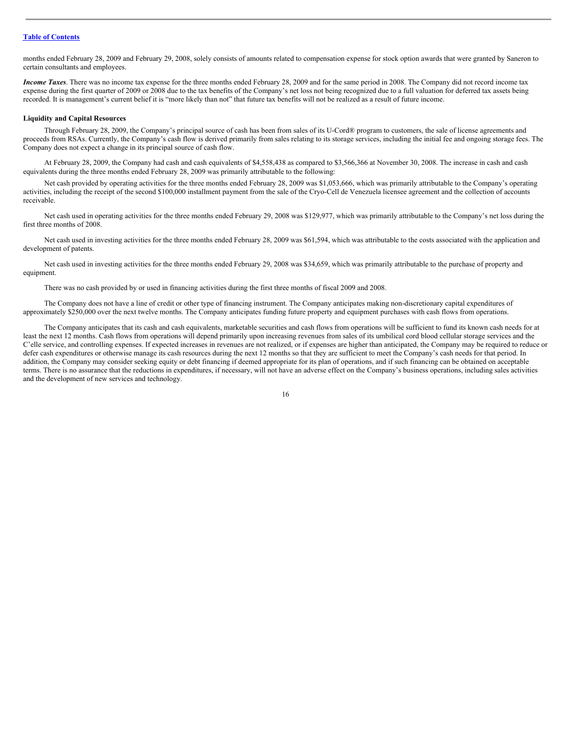months ended February 28, 2009 and February 29, 2008, solely consists of amounts related to compensation expense for stock option awards that were granted by Saneron to certain consultants and employees.

***Income Taxes***. There was no income tax expense for the three months ended February 28, 2009 and for the same period in 2008. The Company did not record income tax expense during the first quarter of 2009 or 2008 due to the tax benefits of the Company's net loss not being recognized due to a full valuation for deferred tax assets being recorded. It is management's current belief it is "more likely than not" that future tax benefits will not be realized as a result of future income.

**Liquidity and Capital Resources**

Through February 28, 2009, the Company's principal source of cash has been from sales of its U-Cord® program to customers, the sale of license agreements and proceeds from RSAs. Currently, the Company's cash flow is derived primarily from sales relating to its storage services, including the initial fee and ongoing storage fees. The Company does not expect a change in its principal source of cash flow.

At February 28, 2009, the Company had cash and cash equivalents of $4,558,438 as compared to $3,566,366 at November 30, 2008. The increase in cash and cash equivalents during the three months ended February 28, 2009 was primarily attributable to the following:

Net cash provided by operating activities for the three months ended February 28, 2009 was $1,053,666, which was primarily attributable to the Company's operating activities, including the receipt of the second $100,000 installment payment from the sale of the Cryo-Cell de Venezuela licensee agreement and the collection of accounts receivable.

Net cash used in operating activities for the three months ended February 29, 2008 was $129,977, which was primarily attributable to the Company's net loss during the first three months of 2008.

Net cash used in investing activities for the three months ended February 28, 2009 was $61,594, which was attributable to the costs associated with the application and development of patents.

Net cash used in investing activities for the three months ended February 29, 2008 was $34,659, which was primarily attributable to the purchase of property and equipment.

There was no cash provided by or used in financing activities during the first three months of fiscal 2009 and 2008.

The Company does not have a line of credit or other type of financing instrument. The Company anticipates making non-discretionary capital expenditures of approximately $250,000 over the next twelve months. The Company anticipates funding future property and equipment purchases with cash flows from operations.

The Company anticipates that its cash and cash equivalents, marketable securities and cash flows from operations will be sufficient to fund its known cash needs for at least the next 12 months. Cash flows from operations will depend primarily upon increasing revenues from sales of its umbilical cord blood cellular storage services and the C'elle service, and controlling expenses. If expected increases in revenues are not realized, or if expenses are higher than anticipated, the Company may be required to reduce or defer cash expenditures or otherwise manage its cash resources during the next 12 months so that they are sufficient to meet the Company's cash needs for that period. In addition, the Company may consider seeking equity or debt financing if deemed appropriate for its plan of operations, and if such financing can be obtained on acceptable terms. There is no assurance that the reductions in expenditures, if necessary, will not have an adverse effect on the Company's business operations, including sales activities and the development of new services and technology.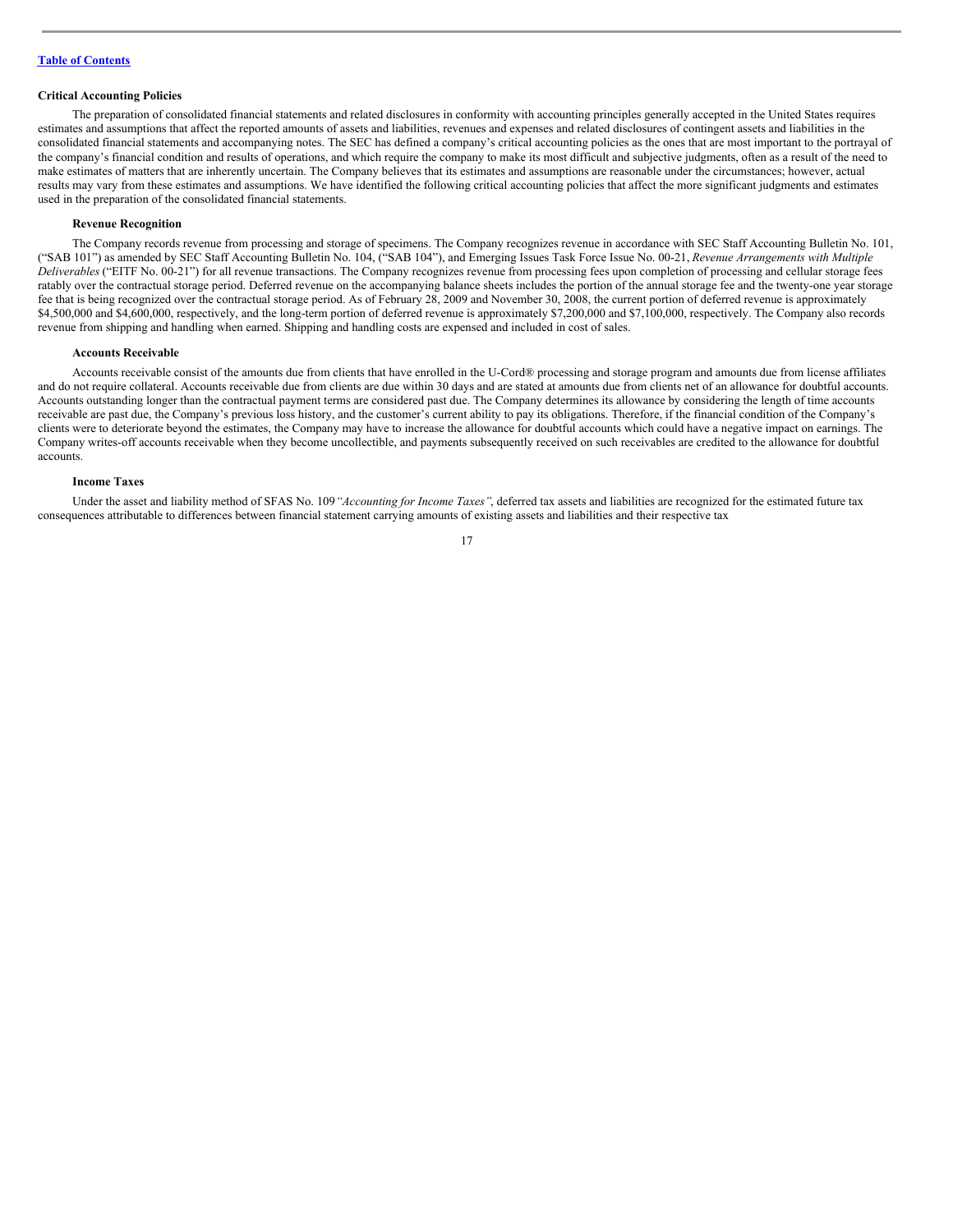[Table of Contents](#)

**Critical Accounting Policies**

The preparation of consolidated financial statements and related disclosures in conformity with accounting principles generally accepted in the United States requires estimates and assumptions that affect the reported amounts of assets and liabilities, revenues and expenses and related disclosures of contingent assets and liabilities in the consolidated financial statements and accompanying notes. The SEC has defined a company's critical accounting policies as the ones that are most important to the portrayal of the company's financial condition and results of operations, and which require the company to make its most difficult and subjective judgments, often as a result of the need to make estimates of matters that are inherently uncertain. The Company believes that its estimates and assumptions are reasonable under the circumstances; however, actual results may vary from these estimates and assumptions. We have identified the following critical accounting policies that affect the more significant judgments and estimates used in the preparation of the consolidated financial statements.

**Revenue Recognition**

The Company records revenue from processing and storage of specimens. The Company recognizes revenue in accordance with SEC Staff Accounting Bulletin No. 101, ("SAB 101") as amended by SEC Staff Accounting Bulletin No. 104, ("SAB 104"), and Emerging Issues Task Force Issue No. 00-21, *Revenue Arrangements with Multiple Deliverables* ("EITF No. 00-21") for all revenue transactions. The Company recognizes revenue from processing fees upon completion of processing and cellular storage fees ratably over the contractual storage period. Deferred revenue on the accompanying balance sheets includes the portion of the annual storage fee and the twenty-one year storage fee that is being recognized over the contractual storage period. As of February 28, 2009 and November 30, 2008, the current portion of deferred revenue is approximately $4,500,000 and $4,600,000, respectively, and the long-term portion of deferred revenue is approximately $7,200,000 and $7,100,000, respectively. The Company also records revenue from shipping and handling when earned. Shipping and handling costs are expensed and included in cost of sales.

**Accounts Receivable**

Accounts receivable consist of the amounts due from clients that have enrolled in the U-Cord® processing and storage program and amounts due from license affiliates and do not require collateral. Accounts receivable due from clients are due within 30 days and are stated at amounts due from clients net of an allowance for doubtful accounts. Accounts outstanding longer than the contractual payment terms are considered past due. The Company determines its allowance by considering the length of time accounts receivable are past due, the Company's previous loss history, and the customer's current ability to pay its obligations. Therefore, if the financial condition of the Company's clients were to deteriorate beyond the estimates, the Company may have to increase the allowance for doubtful accounts which could have a negative impact on earnings. The Company writes-off accounts receivable when they become uncollectible, and payments subsequently received on such receivables are credited to the allowance for doubtful accounts.

**Income Taxes**

Under the asset and liability method of SFAS No. 109 *"Accounting for Income Taxes"*, deferred tax assets and liabilities are recognized for the estimated future tax consequences attributable to differences between financial statement carrying amounts of existing assets and liabilities and their respective tax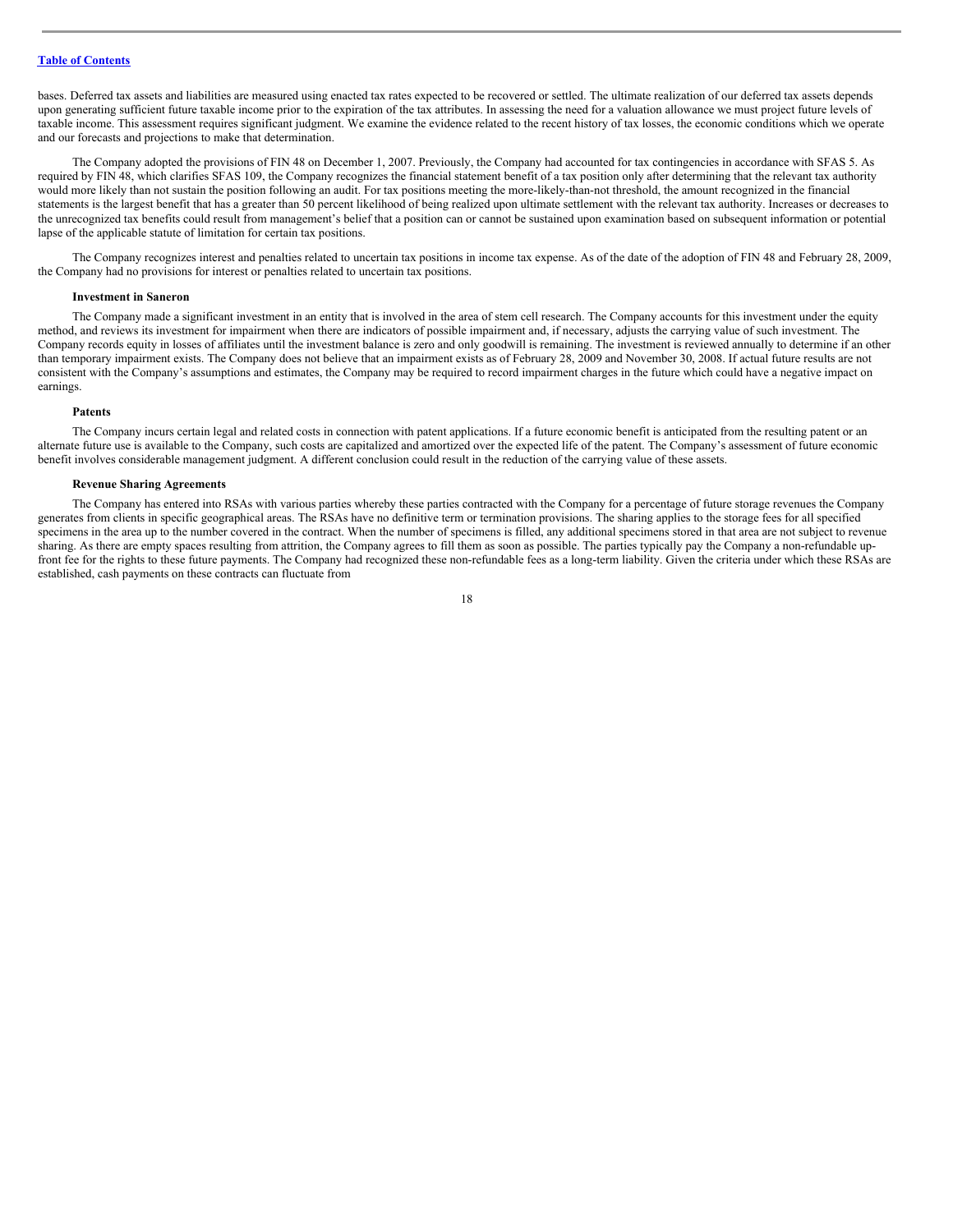bases. Deferred tax assets and liabilities are measured using enacted tax rates expected to be recovered or settled. The ultimate realization of our deferred tax assets depends upon generating sufficient future taxable income prior to the expiration of the tax attributes. In assessing the need for a valuation allowance we must project future levels of taxable income. This assessment requires significant judgment. We examine the evidence related to the recent history of tax losses, the economic conditions which we operate and our forecasts and projections to make that determination.

The Company adopted the provisions of FIN 48 on December 1, 2007. Previously, the Company had accounted for tax contingencies in accordance with SFAS 5. As required by FIN 48, which clarifies SFAS 109, the Company recognizes the financial statement benefit of a tax position only after determining that the relevant tax authority would more likely than not sustain the position following an audit. For tax positions meeting the more-likely-than-not threshold, the amount recognized in the financial statements is the largest benefit that has a greater than 50 percent likelihood of being realized upon ultimate settlement with the relevant tax authority. Increases or decreases to the unrecognized tax benefits could result from management's belief that a position can or cannot be sustained upon examination based on subsequent information or potential lapse of the applicable statute of limitation for certain tax positions.

The Company recognizes interest and penalties related to uncertain tax positions in income tax expense. As of the date of the adoption of FIN 48 and February 28, 2009, the Company had no provisions for interest or penalties related to uncertain tax positions.

**Investment in Saneron**

The Company made a significant investment in an entity that is involved in the area of stem cell research. The Company accounts for this investment under the equity method, and reviews its investment for impairment when there are indicators of possible impairment and, if necessary, adjusts the carrying value of such investment. The Company records equity in losses of affiliates until the investment balance is zero and only goodwill is remaining. The investment is reviewed annually to determine if an other than temporary impairment exists. The Company does not believe that an impairment exists as of February 28, 2009 and November 30, 2008. If actual future results are not consistent with the Company's assumptions and estimates, the Company may be required to record impairment charges in the future which could have a negative impact on earnings.

**Patents**

The Company incurs certain legal and related costs in connection with patent applications. If a future economic benefit is anticipated from the resulting patent or an alternate future use is available to the Company, such costs are capitalized and amortized over the expected life of the patent. The Company's assessment of future economic benefit involves considerable management judgment. A different conclusion could result in the reduction of the carrying value of these assets.

**Revenue Sharing Agreements**

The Company has entered into RSAs with various parties whereby these parties contracted with the Company for a percentage of future storage revenues the Company generates from clients in specific geographical areas. The RSAs have no definitive term or termination provisions. The sharing applies to the storage fees for all specified specimens in the area up to the number covered in the contract. When the number of specimens is filled, any additional specimens stored in that area are not subject to revenue sharing. As there are empty spaces resulting from attrition, the Company agrees to fill them as soon as possible. The parties typically pay the Company a non-refundable up-front fee for the rights to these future payments. The Company had recognized these non-refundable fees as a long-term liability. Given the criteria under which these RSAs are established, cash payments on these contracts can fluctuate from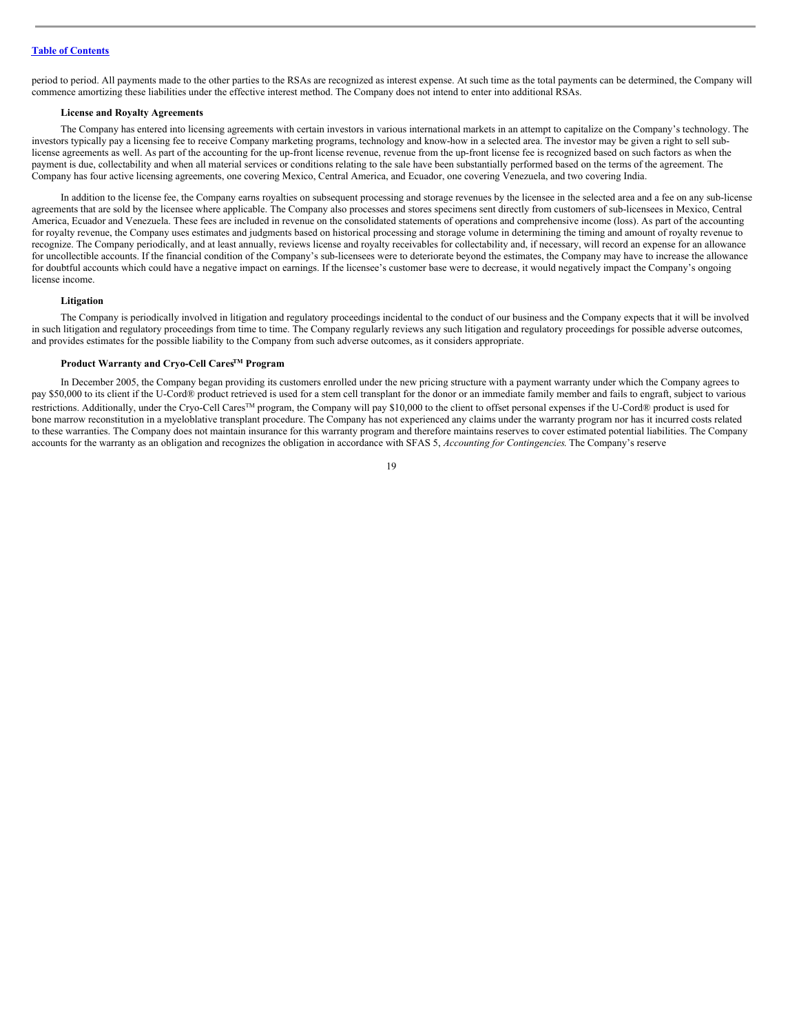period to period. All payments made to the other parties to the RSAs are recognized as interest expense. At such time as the total payments can be determined, the Company will commence amortizing these liabilities under the effective interest method. The Company does not intend to enter into additional RSAs.

**License and Royalty Agreements**

The Company has entered into licensing agreements with certain investors in various international markets in an attempt to capitalize on the Company's technology. The investors typically pay a licensing fee to receive Company marketing programs, technology and know-how in a selected area. The investor may be given a right to sell sub-license agreements as well. As part of the accounting for the up-front license revenue, revenue from the up-front license fee is recognized based on such factors as when the payment is due, collectability and when all material services or conditions relating to the sale have been substantially performed based on the terms of the agreement. The Company has four active licensing agreements, one covering Mexico, Central America, and Ecuador, one covering Venezuela, and two covering India.

In addition to the license fee, the Company earns royalties on subsequent processing and storage revenues by the licensee in the selected area and a fee on any sub-license agreements that are sold by the licensee where applicable. The Company also processes and stores specimens sent directly from customers of sub-licensees in Mexico, Central America, Ecuador and Venezuela. These fees are included in revenue on the consolidated statements of operations and comprehensive income (loss). As part of the accounting for royalty revenue, the Company uses estimates and judgments based on historical processing and storage volume in determining the timing and amount of royalty revenue to recognize. The Company periodically, and at least annually, reviews license and royalty receivables for collectability and, if necessary, will record an expense for an allowance for uncollectible accounts. If the financial condition of the Company's sub-licensees were to deteriorate beyond the estimates, the Company may have to increase the allowance for doubtful accounts which could have a negative impact on earnings. If the licensee's customer base were to decrease, it would negatively impact the Company's ongoing license income.

**Litigation**

The Company is periodically involved in litigation and regulatory proceedings incidental to the conduct of our business and the Company expects that it will be involved in such litigation and regulatory proceedings from time to time. The Company regularly reviews any such litigation and regulatory proceedings for possible adverse outcomes, and provides estimates for the possible liability to the Company from such adverse outcomes, as it considers appropriate.

**Product Warranty and Cryo-Cell Cares™ Program**

In December 2005, the Company began providing its customers enrolled under the new pricing structure with a payment warranty under which the Company agrees to pay $50,000 to its client if the U-Cord® product retrieved is used for a stem cell transplant for the donor or an immediate family member and fails to engraft, subject to various restrictions. Additionally, under the Cryo-Cell Cares™ program, the Company will pay $10,000 to the client to offset personal expenses if the U-Cord® product is used for bone marrow reconstitution in a myeloblative transplant procedure. The Company has not experienced any claims under the warranty program nor has it incurred costs related to these warranties. The Company does not maintain insurance for this warranty program and therefore maintains reserves to cover estimated potential liabilities. The Company accounts for the warranty as an obligation and recognizes the obligation in accordance with SFAS 5, *Accounting for Contingencies.* The Company's reserve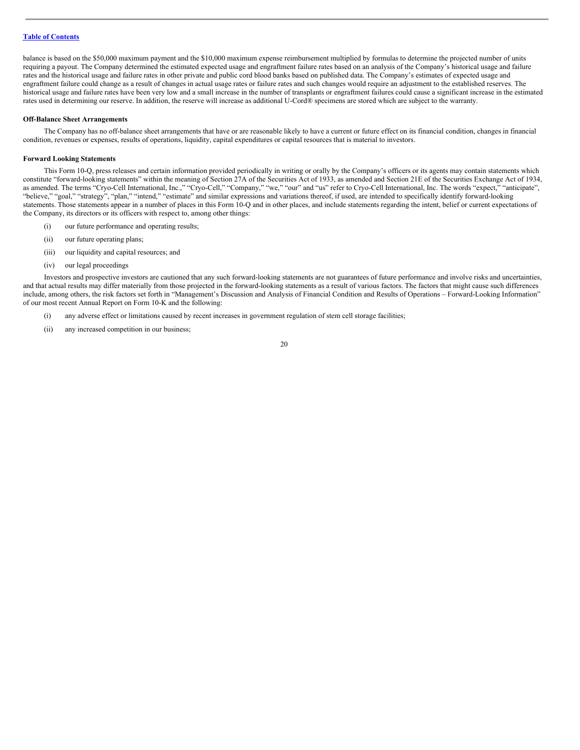balance is based on the $50,000 maximum payment and the $10,000 maximum expense reimbursement multiplied by formulas to determine the projected number of units requiring a payout. The Company determined the estimated expected usage and engraftment failure rates based on an analysis of the Company's historical usage and failure rates and the historical usage and failure rates in other private and public cord blood banks based on published data. The Company's estimates of expected usage and engraftment failure could change as a result of changes in actual usage rates or failure rates and such changes would require an adjustment to the established reserves. The historical usage and failure rates have been very low and a small increase in the number of transplants or engraftment failures could cause a significant increase in the estimated rates used in determining our reserve. In addition, the reserve will increase as additional U-Cord® specimens are stored which are subject to the warranty.

**Off-Balance Sheet Arrangements**

The Company has no off-balance sheet arrangements that have or are reasonable likely to have a current or future effect on its financial condition, changes in financial condition, revenues or expenses, results of operations, liquidity, capital expenditures or capital resources that is material to investors.

**Forward Looking Statements**

This Form 10-Q, press releases and certain information provided periodically in writing or orally by the Company's officers or its agents may contain statements which constitute "forward-looking statements" within the meaning of Section 27A of the Securities Act of 1933, as amended and Section 21E of the Securities Exchange Act of 1934, as amended. The terms "Cryo-Cell International, Inc.," "Cryo-Cell," "Company," "we," "our" and "us" refer to Cryo-Cell International, Inc. The words "expect," "anticipate", "believe," "goal," "strategy", "plan," "intend," "estimate" and similar expressions and variations thereof, if used, are intended to specifically identify forward-looking statements. Those statements appear in a number of places in this Form 10-Q and in other places, and include statements regarding the intent, belief or current expectations of the Company, its directors or its officers with respect to, among other things:

(i) our future performance and operating results;

(ii) our future operating plans;

(iii) our liquidity and capital resources; and

(iv) our legal proceedings

Investors and prospective investors are cautioned that any such forward-looking statements are not guarantees of future performance and involve risks and uncertainties, and that actual results may differ materially from those projected in the forward-looking statements as a result of various factors. The factors that might cause such differences include, among others, the risk factors set forth in "Management's Discussion and Analysis of Financial Condition and Results of Operations – Forward-Looking Information" of our most recent Annual Report on Form 10-K and the following:

(i) any adverse effect or limitations caused by recent increases in government regulation of stem cell storage facilities;

(ii) any increased competition in our business;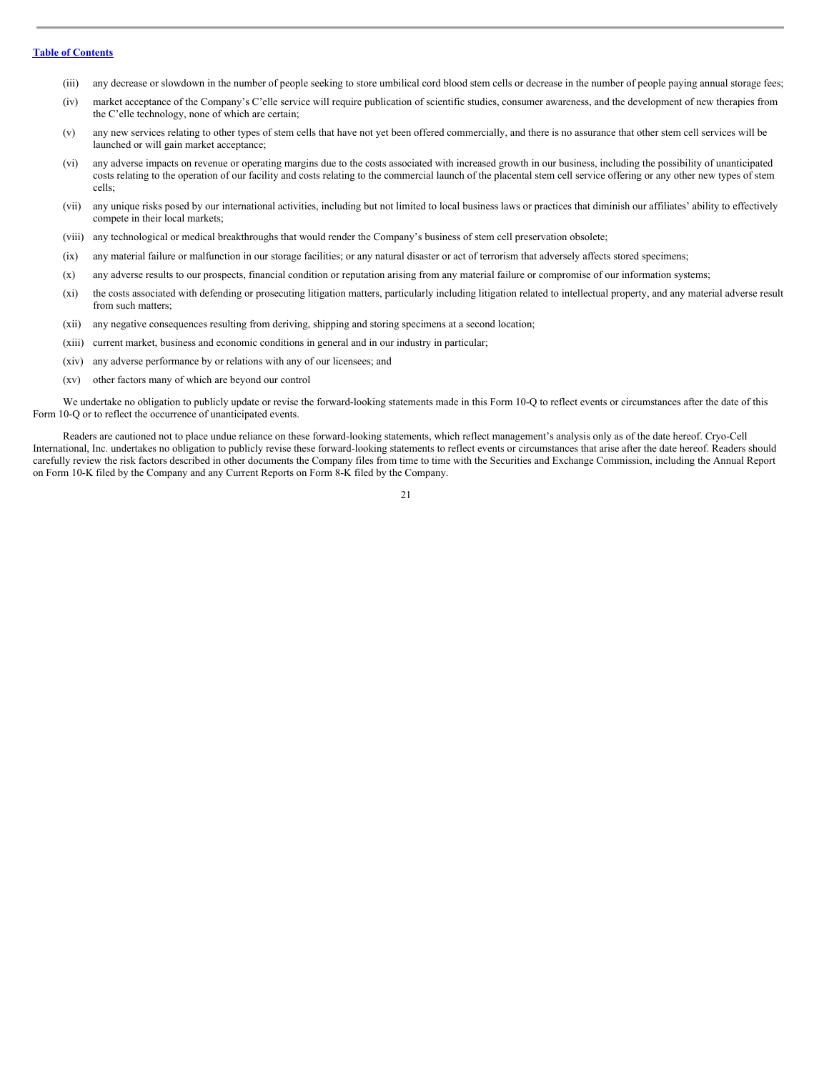(iii) any decrease or slowdown in the number of people seeking to store umbilical cord blood stem cells or decrease in the number of people paying annual storage fees;

(iv) market acceptance of the Company's C'elle service will require publication of scientific studies, consumer awareness, and the development of new therapies from the C'elle technology, none of which are certain;

(v) any new services relating to other types of stem cells that have not yet been offered commercially, and there is no assurance that other stem cell services will be launched or will gain market acceptance;

(vi) any adverse impacts on revenue or operating margins due to the costs associated with increased growth in our business, including the possibility of unanticipated costs relating to the operation of our facility and costs relating to the commercial launch of the placental stem cell service offering or any other new types of stem cells;

(vii) any unique risks posed by our international activities, including but not limited to local business laws or practices that diminish our affiliates' ability to effectively compete in their local markets;

(viii) any technological or medical breakthroughs that would render the Company's business of stem cell preservation obsolete;

(ix) any material failure or malfunction in our storage facilities; or any natural disaster or act of terrorism that adversely affects stored specimens;

(x) any adverse results to our prospects, financial condition or reputation arising from any material failure or compromise of our information systems;

(xi) the costs associated with defending or prosecuting litigation matters, particularly including litigation related to intellectual property, and any material adverse result from such matters;

(xii) any negative consequences resulting from deriving, shipping and storing specimens at a second location;

(xiii) current market, business and economic conditions in general and in our industry in particular;

(xiv) any adverse performance by or relations with any of our licensees; and

(xv) other factors many of which are beyond our control

We undertake no obligation to publicly update or revise the forward-looking statements made in this Form 10-Q to reflect events or circumstances after the date of this Form 10-Q or to reflect the occurrence of unanticipated events.

Readers are cautioned not to place undue reliance on these forward-looking statements, which reflect management's analysis only as of the date hereof. Cryo-Cell International, Inc. undertakes no obligation to publicly revise these forward-looking statements to reflect events or circumstances that arise after the date hereof. Readers should carefully review the risk factors described in other documents the Company files from time to time with the Securities and Exchange Commission, including the Annual Report on Form 10-K filed by the Company and any Current Reports on Form 8-K filed by the Company.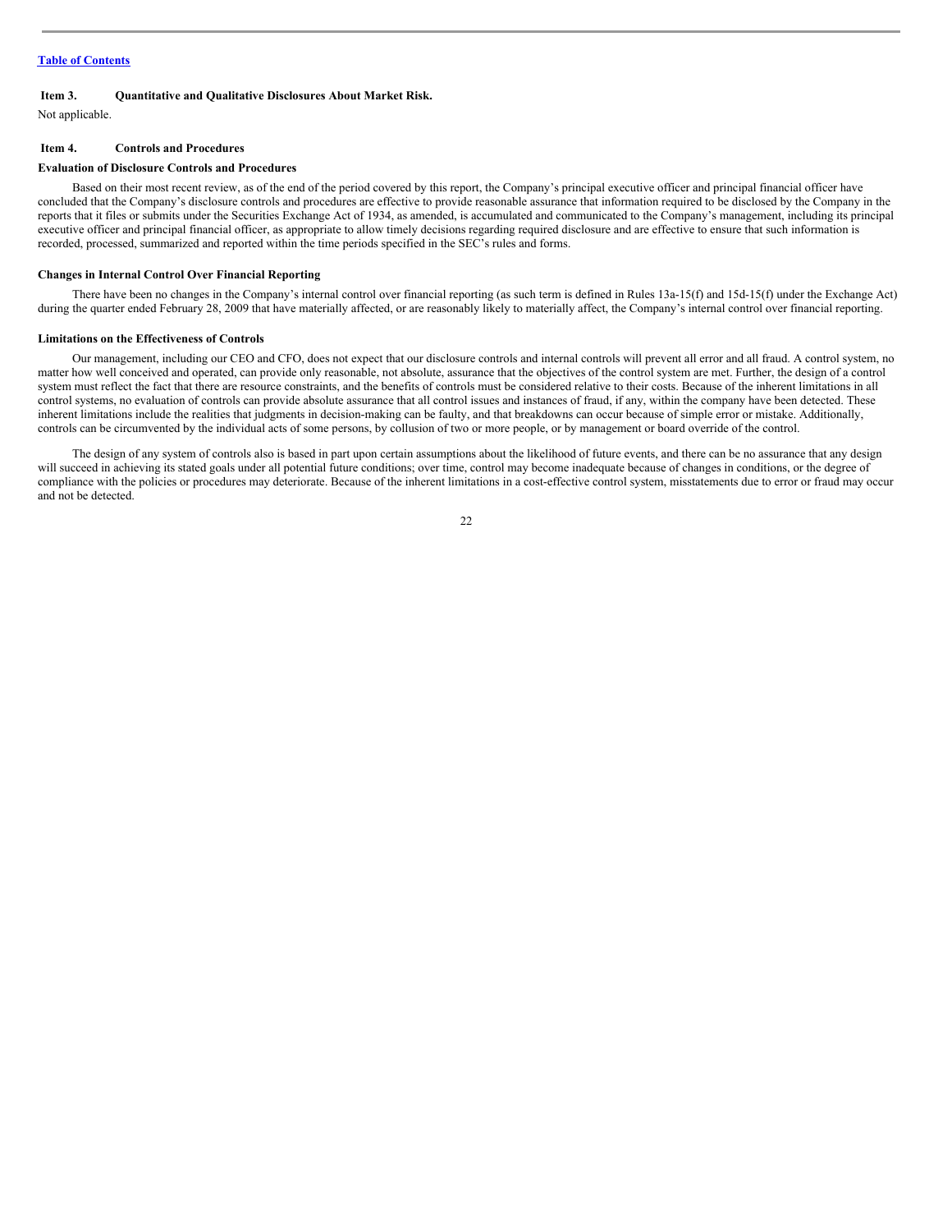[Table of Contents](#)

## Item 3. Quantitative and Qualitative Disclosures About Market Risk.

Not applicable.

## Item 4. Controls and Procedures

### Evaluation of Disclosure Controls and Procedures

Based on their most recent review, as of the end of the period covered by this report, the Company's principal executive officer and principal financial officer have concluded that the Company's disclosure controls and procedures are effective to provide reasonable assurance that information required to be disclosed by the Company in the reports that it files or submits under the Securities Exchange Act of 1934, as amended, is accumulated and communicated to the Company's management, including its principal executive officer and principal financial officer, as appropriate to allow timely decisions regarding required disclosure and are effective to ensure that such information is recorded, processed, summarized and reported within the time periods specified in the SEC's rules and forms.

### Changes in Internal Control Over Financial Reporting

There have been no changes in the Company's internal control over financial reporting (as such term is defined in Rules 13a-15(f) and 15d-15(f) under the Exchange Act) during the quarter ended February 28, 2009 that have materially affected, or are reasonably likely to materially affect, the Company's internal control over financial reporting.

### Limitations on the Effectiveness of Controls

Our management, including our CEO and CFO, does not expect that our disclosure controls and internal controls will prevent all error and all fraud. A control system, no matter how well conceived and operated, can provide only reasonable, not absolute, assurance that the objectives of the control system are met. Further, the design of a control system must reflect the fact that there are resource constraints, and the benefits of controls must be considered relative to their costs. Because of the inherent limitations in all control systems, no evaluation of controls can provide absolute assurance that all control issues and instances of fraud, if any, within the company have been detected. These inherent limitations include the realities that judgments in decision-making can be faulty, and that breakdowns can occur because of simple error or mistake. Additionally, controls can be circumvented by the individual acts of some persons, by collusion of two or more people, or by management or board override of the control.

The design of any system of controls also is based in part upon certain assumptions about the likelihood of future events, and there can be no assurance that any design will succeed in achieving its stated goals under all potential future conditions; over time, control may become inadequate because of changes in conditions, or the degree of compliance with the policies or procedures may deteriorate. Because of the inherent limitations in a cost-effective control system, misstatements due to error or fraud may occur and not be detected.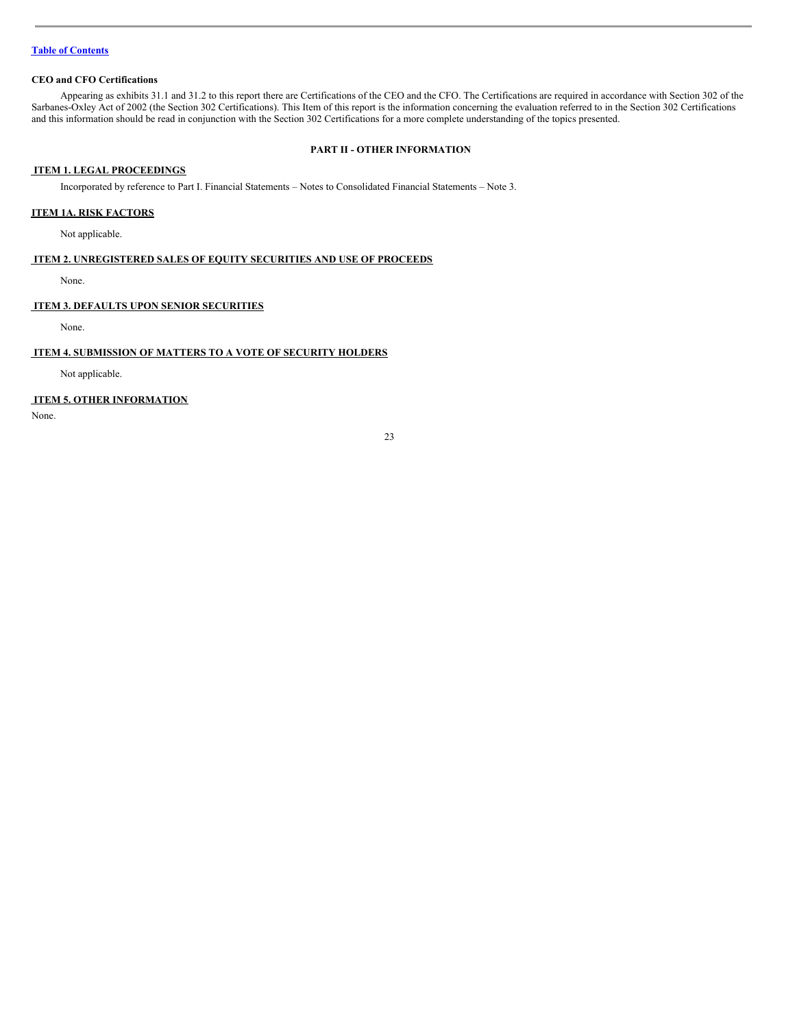**CEO and CFO Certifications**

Appearing as exhibits 31.1 and 31.2 to this report there are Certifications of the CEO and the CFO. The Certifications are required in accordance with Section 302 of the Sarbanes-Oxley Act of 2002 (the Section 302 Certifications). This Item of this report is the information concerning the evaluation referred to in the Section 302 Certifications and this information should be read in conjunction with the Section 302 Certifications for a more complete understanding of the topics presented.

## PART II - OTHER INFORMATION

### ITEM 1. LEGAL PROCEEDINGS

Incorporated by reference to Part I. Financial Statements – Notes to Consolidated Financial Statements – Note 3.

### ITEM 1A. RISK FACTORS

Not applicable.

### ITEM 2. UNREGISTERED SALES OF EQUITY SECURITIES AND USE OF PROCEEDS

None.

### ITEM 3. DEFAULTS UPON SENIOR SECURITIES

None.

### ITEM 4. SUBMISSION OF MATTERS TO A VOTE OF SECURITY HOLDERS

Not applicable.

### ITEM 5. OTHER INFORMATION

None.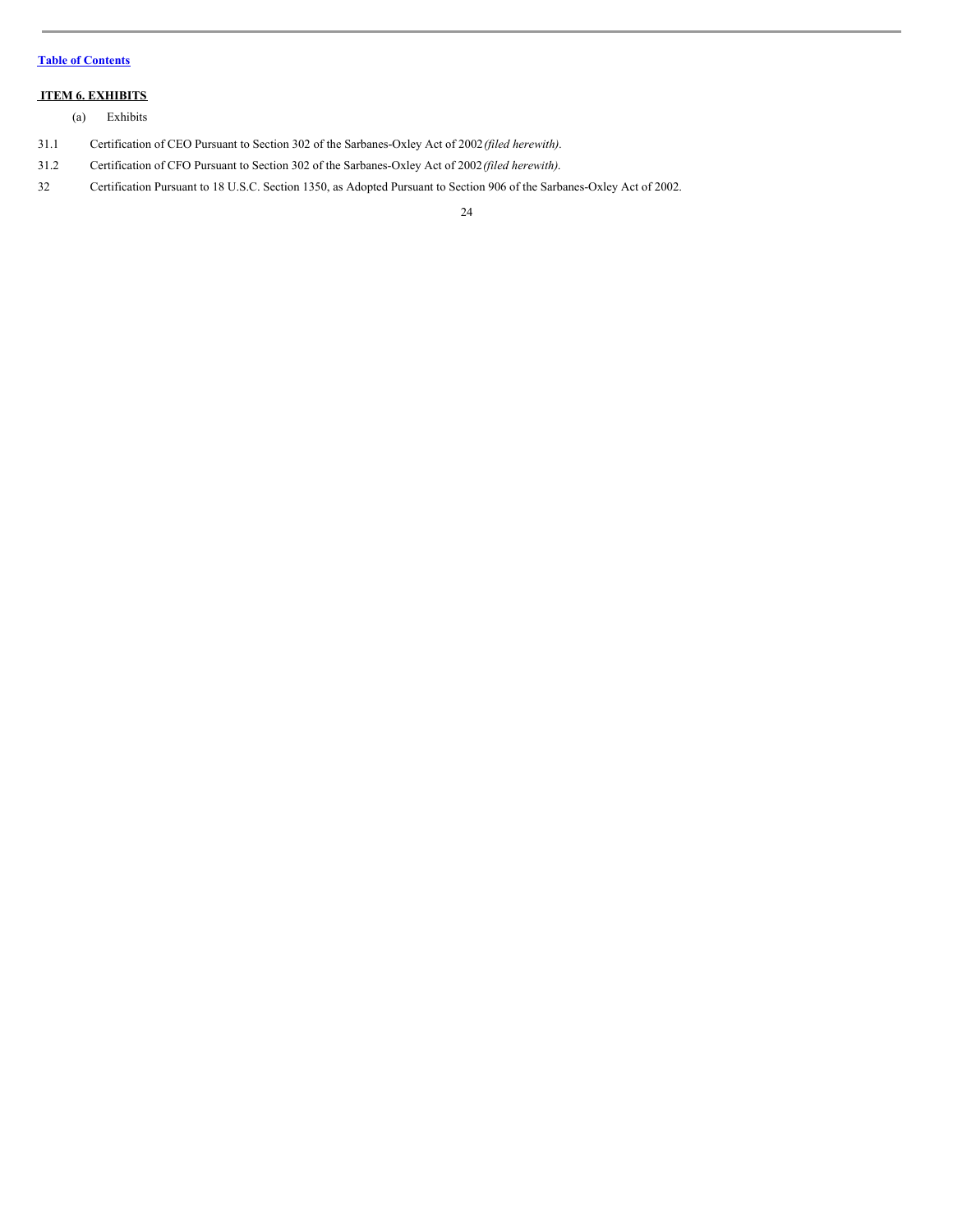[Table of Contents]

## ITEM 6. EXHIBITS

(a) Exhibits

31.1 Certification of CEO Pursuant to Section 302 of the Sarbanes-Oxley Act of 2002 *(filed herewith)*.

31.2 Certification of CFO Pursuant to Section 302 of the Sarbanes-Oxley Act of 2002 *(filed herewith)*.

32 Certification Pursuant to 18 U.S.C. Section 1350, as Adopted Pursuant to Section 906 of the Sarbanes-Oxley Act of 2002.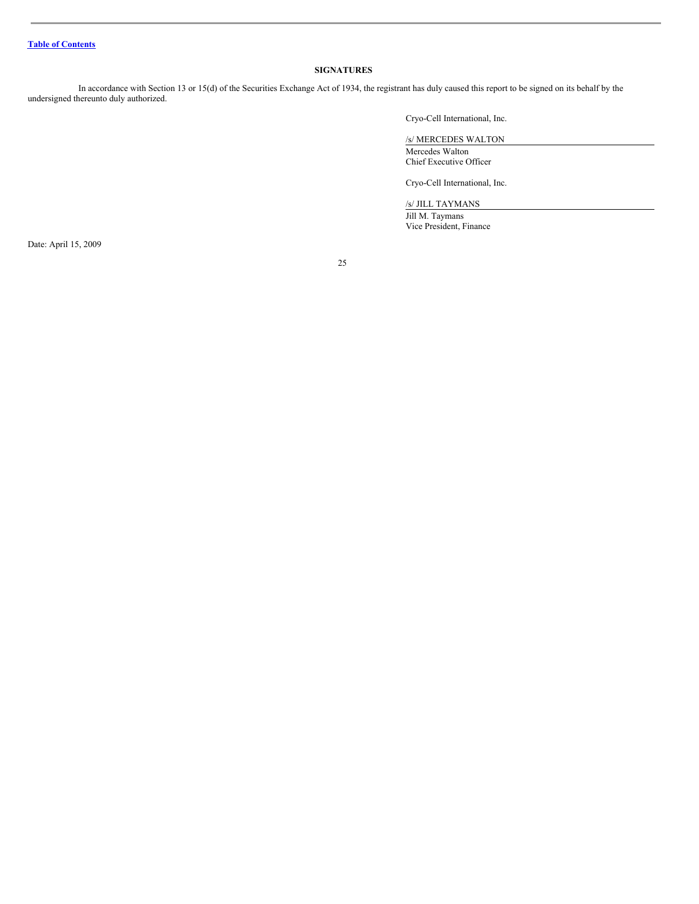[Table of Contents](#)

## SIGNATURES

In accordance with Section 13 or 15(d) of the Securities Exchange Act of 1934, the registrant has duly caused this report to be signed on its behalf by the undersigned thereunto duly authorized.

Cryo-Cell International, Inc.

/s/ MERCEDES WALTON

Mercedes Walton
Chief Executive Officer

Cryo-Cell International, Inc.

/s/ JILL TAYMANS

Jill M. Taymans
Vice President, Finance

Date: April 15, 2009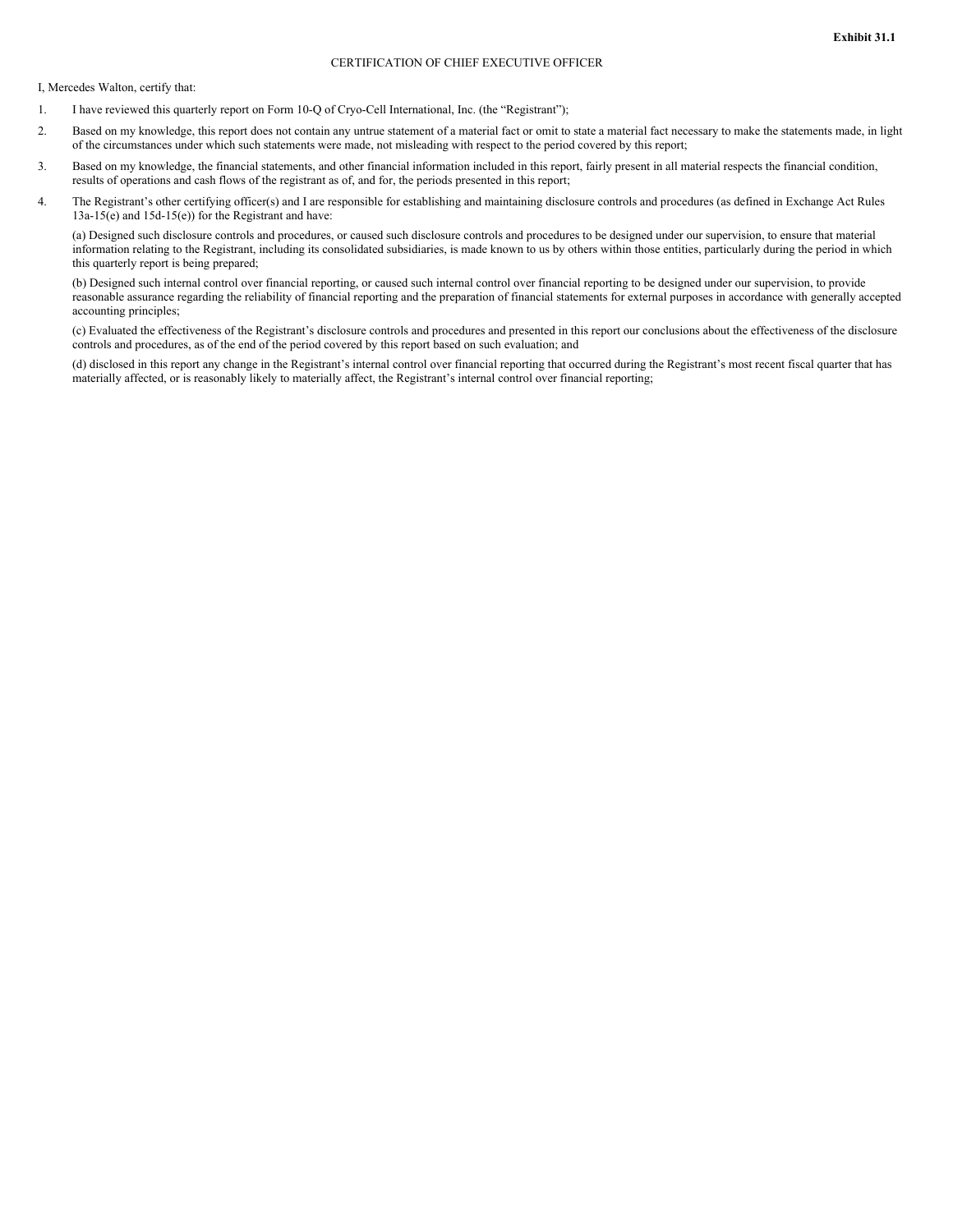**Exhibit 31.1**

CERTIFICATION OF CHIEF EXECUTIVE OFFICER

I, Mercedes Walton, certify that:

1. I have reviewed this quarterly report on Form 10-Q of Cryo-Cell International, Inc. (the "Registrant");

2. Based on my knowledge, this report does not contain any untrue statement of a material fact or omit to state a material fact necessary to make the statements made, in light of the circumstances under which such statements were made, not misleading with respect to the period covered by this report;

3. Based on my knowledge, the financial statements, and other financial information included in this report, fairly present in all material respects the financial condition, results of operations and cash flows of the registrant as of, and for, the periods presented in this report;

4. The Registrant's other certifying officer(s) and I are responsible for establishing and maintaining disclosure controls and procedures (as defined in Exchange Act Rules 13a-15(e) and 15d-15(e)) for the Registrant and have:

   (a) Designed such disclosure controls and procedures, or caused such disclosure controls and procedures to be designed under our supervision, to ensure that material information relating to the Registrant, including its consolidated subsidiaries, is made known to us by others within those entities, particularly during the period in which this quarterly report is being prepared;

   (b) Designed such internal control over financial reporting, or caused such internal control over financial reporting to be designed under our supervision, to provide reasonable assurance regarding the reliability of financial reporting and the preparation of financial statements for external purposes in accordance with generally accepted accounting principles;

   (c) Evaluated the effectiveness of the Registrant's disclosure controls and procedures and presented in this report our conclusions about the effectiveness of the disclosure controls and procedures, as of the end of the period covered by this report based on such evaluation; and

   (d) disclosed in this report any change in the Registrant's internal control over financial reporting that occurred during the Registrant's most recent fiscal quarter that has materially affected, or is reasonably likely to materially affect, the Registrant's internal control over financial reporting;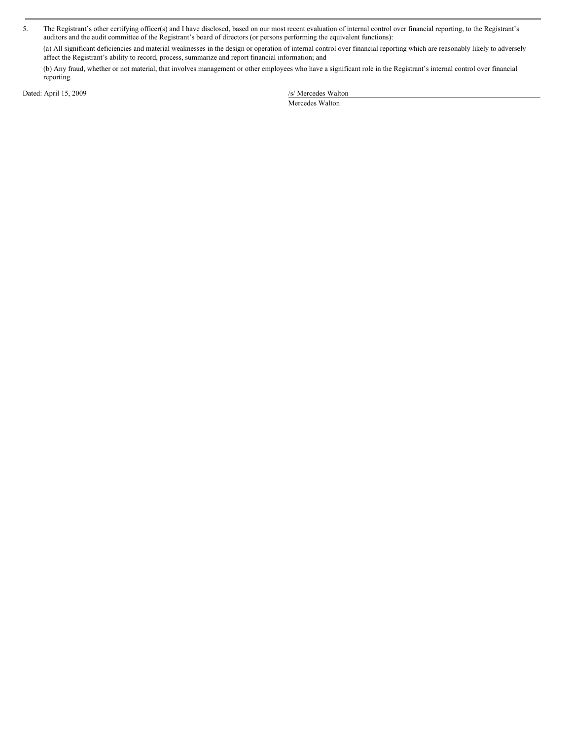5. The Registrant's other certifying officer(s) and I have disclosed, based on our most recent evaluation of internal control over financial reporting, to the Registrant's auditors and the audit committee of the Registrant's board of directors (or persons performing the equivalent functions):

   (a) All significant deficiencies and material weaknesses in the design or operation of internal control over financial reporting which are reasonably likely to adversely affect the Registrant's ability to record, process, summarize and report financial information; and

   (b) Any fraud, whether or not material, that involves management or other employees who have a significant role in the Registrant's internal control over financial reporting.

Dated: April 15, 2009

/s/ Mercedes Walton

Mercedes Walton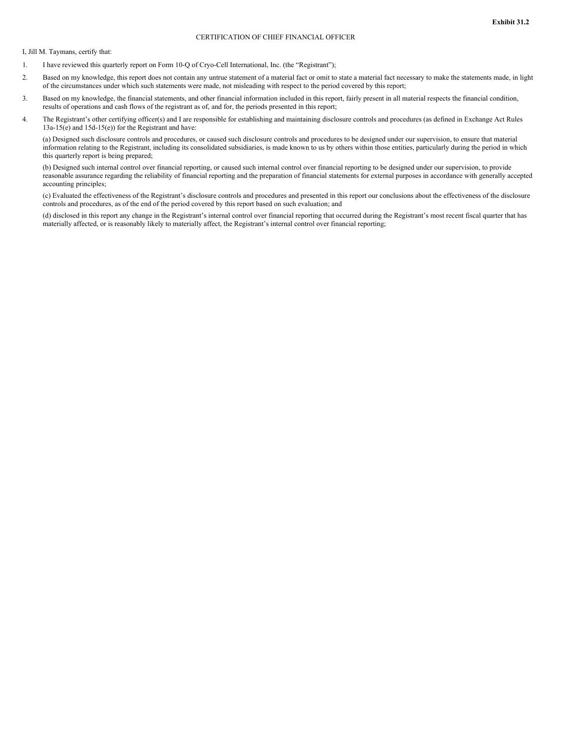**Exhibit 31.2**

CERTIFICATION OF CHIEF FINANCIAL OFFICER

I, Jill M. Taymans, certify that:

1. I have reviewed this quarterly report on Form 10-Q of Cryo-Cell International, Inc. (the "Registrant");

2. Based on my knowledge, this report does not contain any untrue statement of a material fact or omit to state a material fact necessary to make the statements made, in light of the circumstances under which such statements were made, not misleading with respect to the period covered by this report;

3. Based on my knowledge, the financial statements, and other financial information included in this report, fairly present in all material respects the financial condition, results of operations and cash flows of the registrant as of, and for, the periods presented in this report;

4. The Registrant's other certifying officer(s) and I are responsible for establishing and maintaining disclosure controls and procedures (as defined in Exchange Act Rules 13a-15(e) and 15d-15(e)) for the Registrant and have:

   (a) Designed such disclosure controls and procedures, or caused such disclosure controls and procedures to be designed under our supervision, to ensure that material information relating to the Registrant, including its consolidated subsidiaries, is made known to us by others within those entities, particularly during the period in which this quarterly report is being prepared;

   (b) Designed such internal control over financial reporting, or caused such internal control over financial reporting to be designed under our supervision, to provide reasonable assurance regarding the reliability of financial reporting and the preparation of financial statements for external purposes in accordance with generally accepted accounting principles;

   (c) Evaluated the effectiveness of the Registrant's disclosure controls and procedures and presented in this report our conclusions about the effectiveness of the disclosure controls and procedures, as of the end of the period covered by this report based on such evaluation; and

   (d) disclosed in this report any change in the Registrant's internal control over financial reporting that occurred during the Registrant's most recent fiscal quarter that has materially affected, or is reasonably likely to materially affect, the Registrant's internal control over financial reporting;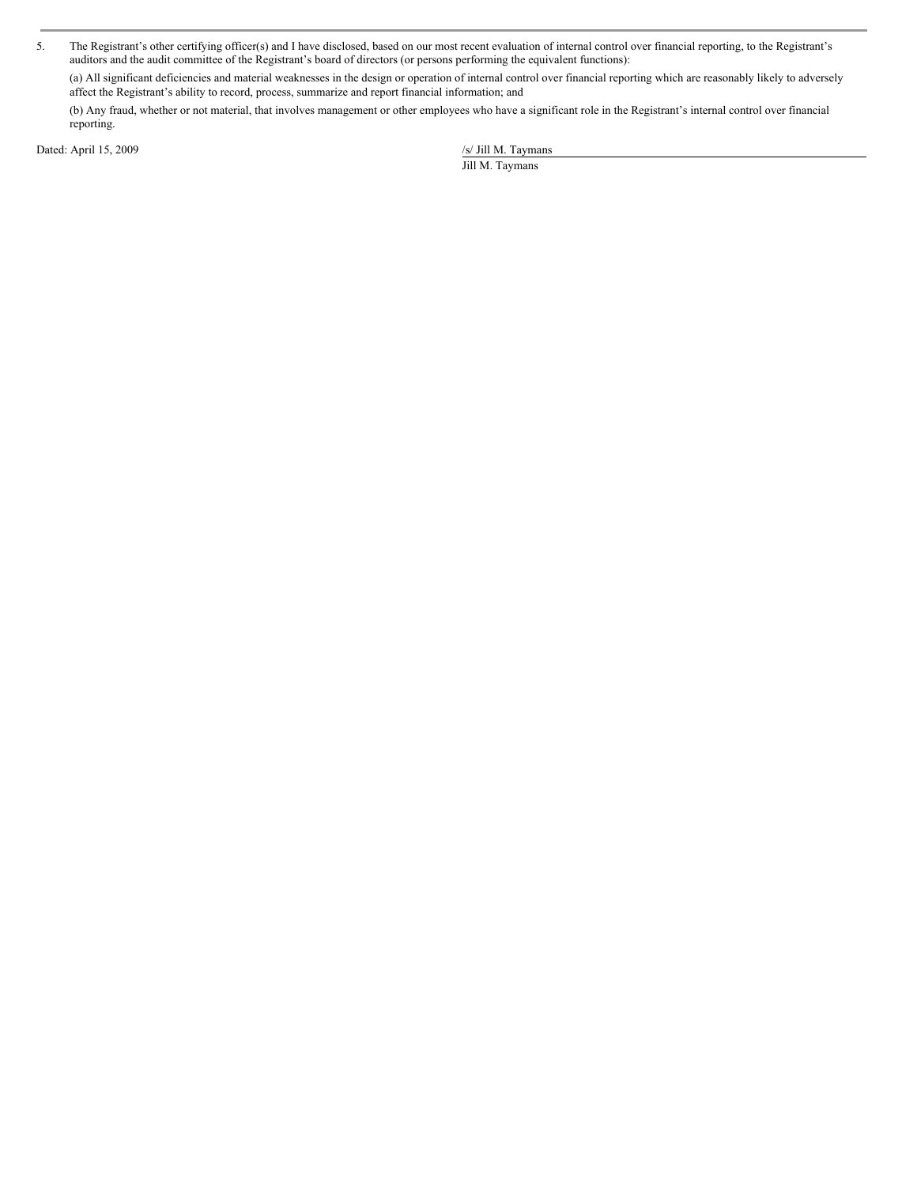5. The Registrant's other certifying officer(s) and I have disclosed, based on our most recent evaluation of internal control over financial reporting, to the Registrant's auditors and the audit committee of the Registrant's board of directors (or persons performing the equivalent functions):

   (a) All significant deficiencies and material weaknesses in the design or operation of internal control over financial reporting which are reasonably likely to adversely affect the Registrant's ability to record, process, summarize and report financial information; and

   (b) Any fraud, whether or not material, that involves management or other employees who have a significant role in the Registrant's internal control over financial reporting.

Dated: April 15, 2009

/s/ Jill M. Taymans

Jill M. Taymans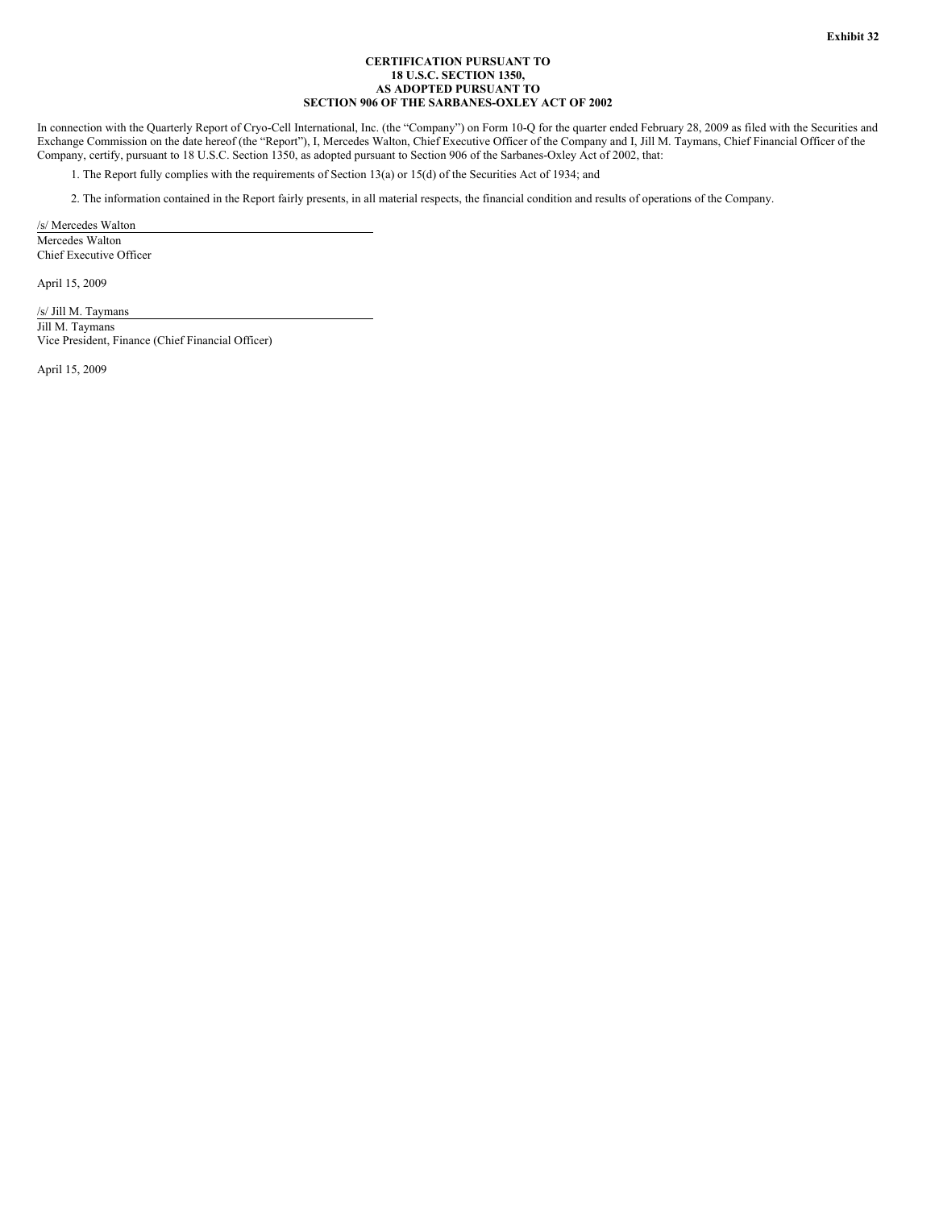Exhibit 32

**CERTIFICATION PURSUANT TO 18 U.S.C. SECTION 1350, AS ADOPTED PURSUANT TO SECTION 906 OF THE SARBANES-OXLEY ACT OF 2002**

In connection with the Quarterly Report of Cryo-Cell International, Inc. (the "Company") on Form 10-Q for the quarter ended February 28, 2009 as filed with the Securities and Exchange Commission on the date hereof (the "Report"), I, Mercedes Walton, Chief Executive Officer of the Company and I, Jill M. Taymans, Chief Financial Officer of the Company, certify, pursuant to 18 U.S.C. Section 1350, as adopted pursuant to Section 906 of the Sarbanes-Oxley Act of 2002, that:

1. The Report fully complies with the requirements of Section 13(a) or 15(d) of the Securities Act of 1934; and

2. The information contained in the Report fairly presents, in all material respects, the financial condition and results of operations of the Company.

/s/ Mercedes Walton
Mercedes Walton
Chief Executive Officer

April 15, 2009

/s/ Jill M. Taymans
Jill M. Taymans
Vice President, Finance (Chief Financial Officer)

April 15, 2009